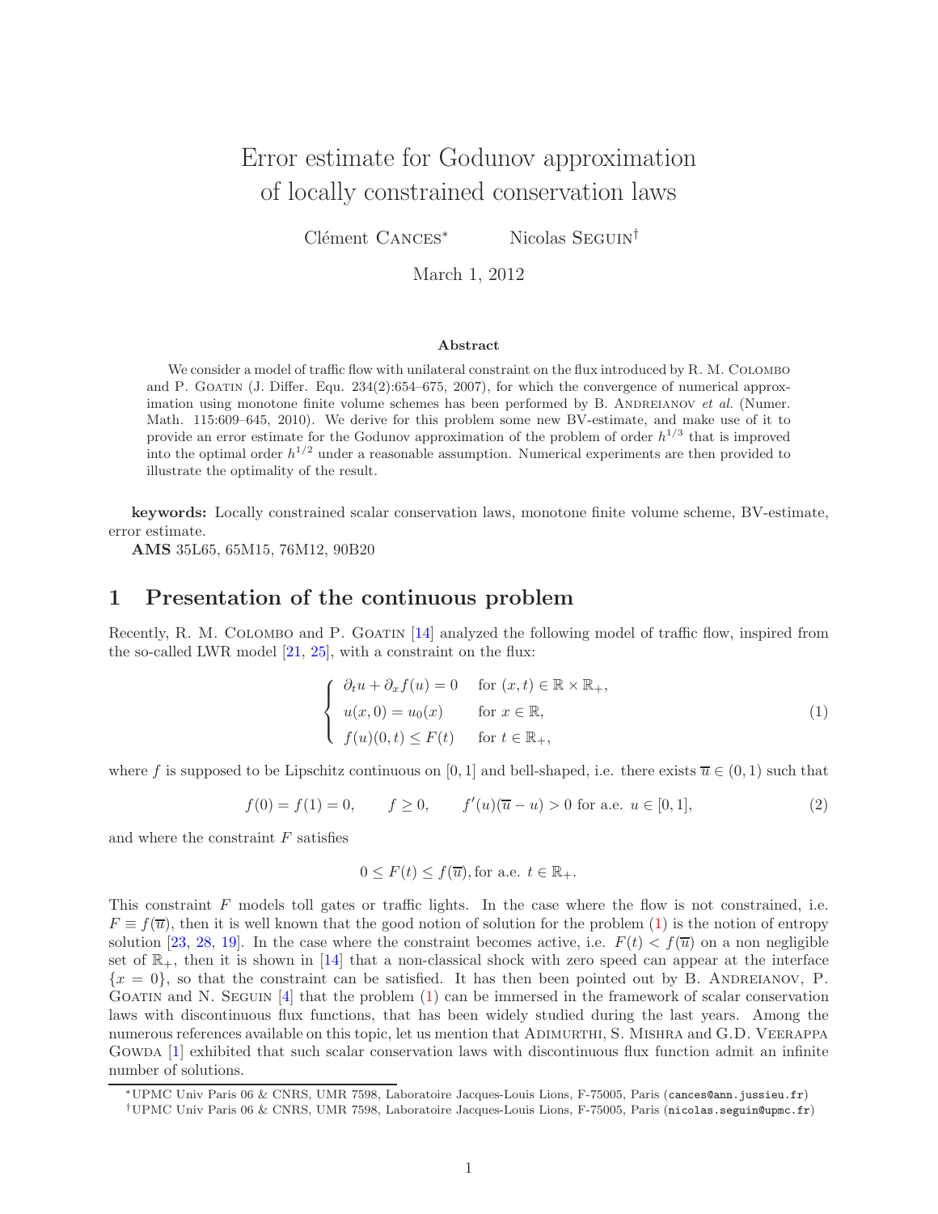// Title placeholder — actual output below

# Error estimate for Godunov approximation of locally constrained conservation laws

Clément Cances[*] Nicolas Seguin[†]

March 1, 2012

### Abstract

We consider a model of traffic flow with unilateral constraint on the flux introduced by R. M. Colombo and P. Goatin (J. Differ. Equ. 234(2):654–675, 2007), for which the convergence of numerical approximation using monotone finite volume schemes has been performed by B. Andreianov *et al.* (Numer. Math. 115:609–645, 2010). We derive for this problem some new BV-estimate, and make use of it to provide an error estimate for the Godunov approximation of the problem of order $h^{1/3}$ that is improved into the optimal order $h^{1/2}$ under a reasonable assumption. Numerical experiments are then provided to illustrate the optimality of the result.

**keywords:** Locally constrained scalar conservation laws, monotone finite volume scheme, BV-estimate, error estimate.

**AMS** 35L65, 65M15, 76M12, 90B20

## 1 Presentation of the continuous problem

Recently, R. M. Colombo and P. Goatin [14] analyzed the following model of traffic flow, inspired from the so-called LWR model [21, 25], with a constraint on the flux:

$$\begin{cases} \partial_t u + \partial_x f(u) = 0 & \text{for } (x,t) \in \mathbb{R} \times \mathbb{R}_+, \\ u(x,0) = u_0(x) & \text{for } x \in \mathbb{R}, \\ f(u)(0,t) \leq F(t) & \text{for } t \in \mathbb{R}_+, \end{cases} \tag{1}$$

where $f$ is supposed to be Lipschitz continuous on $[0,1]$ and bell-shaped, i.e. there exists $\overline{u} \in (0,1)$ such that

$$f(0) = f(1) = 0, \qquad f \geq 0, \qquad f'(u)(\overline{u} - u) > 0 \text{ for a.e. } u \in [0,1], \tag{2}$$

and where the constraint $F$ satisfies

$$0 \leq F(t) \leq f(\overline{u}), \text{for a.e. } t \in \mathbb{R}_+.$$

This constraint $F$ models toll gates or traffic lights. In the case where the flow is not constrained, i.e. $F \equiv f(\overline{u})$, then it is well known that the good notion of solution for the problem (1) is the notion of entropy solution [23, 28, 19]. In the case where the constraint becomes active, i.e. $F(t) < f(\overline{u})$ on a non negligible set of $\mathbb{R}_+$, then it is shown in [14] that a non-classical shock with zero speed can appear at the interface $\{x = 0\}$, so that the constraint can be satisfied. It has then been pointed out by B. Andreianov, P. Goatin and N. Seguin [4] that the problem (1) can be immersed in the framework of scalar conservation laws with discontinuous flux functions, that has been widely studied during the last years. Among the numerous references available on this topic, let us mention that Adimurthi, S. Mishra and G.D. Veerappa Gowda [1] exhibited that such scalar conservation laws with discontinuous flux function admit an infinite number of solutions.

[*] UPMC Univ Paris 06 & CNRS, UMR 7598, Laboratoire Jacques-Louis Lions, F-75005, Paris (cances@ann.jussieu.fr)

[†] UPMC Univ Paris 06 & CNRS, UMR 7598, Laboratoire Jacques-Louis Lions, F-75005, Paris (nicolas.seguin@upmc.fr)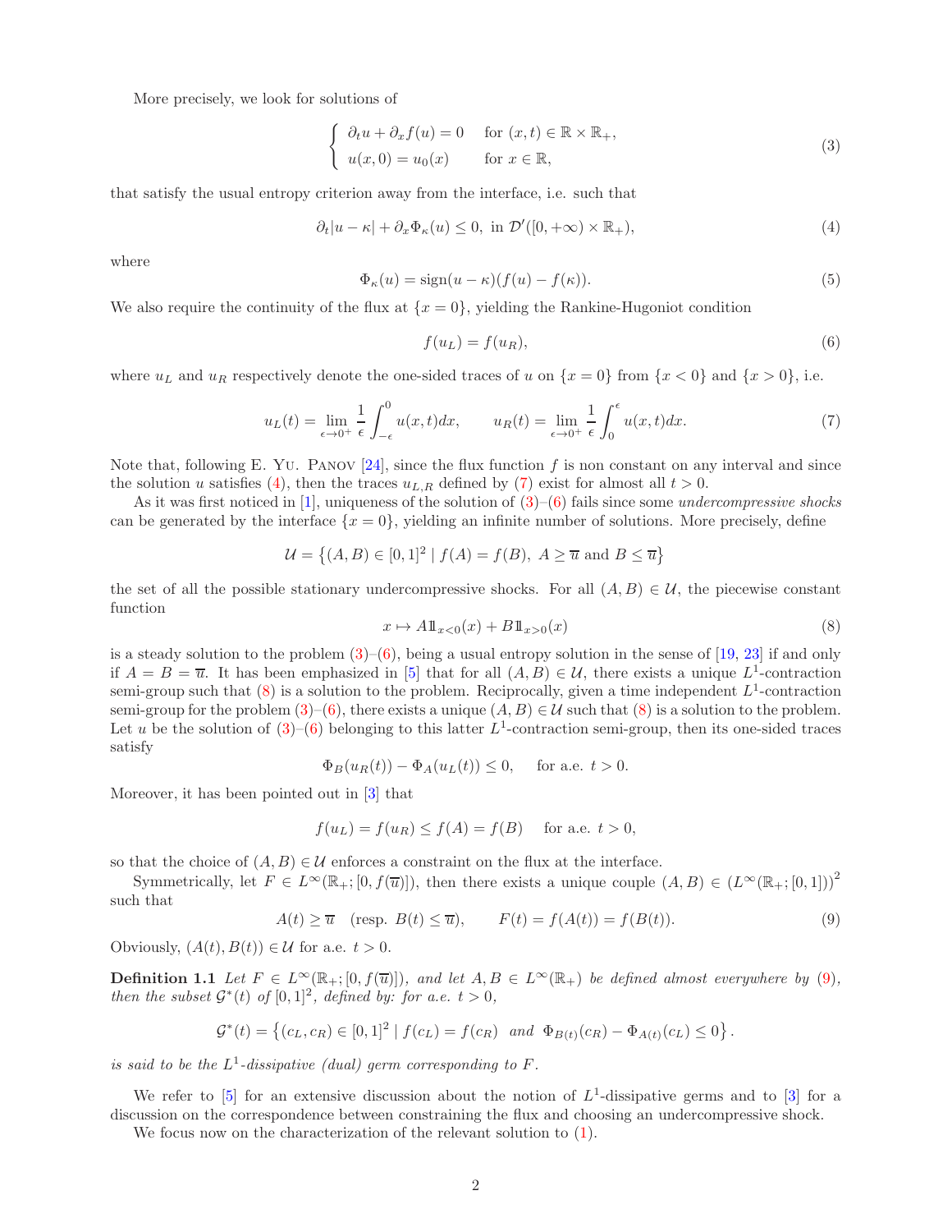More precisely, we look for solutions of

$$
\begin{cases} \partial_t u + \partial_x f(u) = 0 & \text{for } (x,t) \in \mathbb{R} \times \mathbb{R}_+, \\ u(x,0) = u_0(x) & \text{for } x \in \mathbb{R}, \end{cases} \tag{3}
$$

that satisfy the usual entropy criterion away from the interface, i.e. such that

$$
\partial_t |u - \kappa| + \partial_x \Phi_\kappa(u) \le 0, \text{ in } \mathcal{D}'([0,+\infty) \times \mathbb{R}_+), \tag{4}
$$

where

$$
\Phi_\kappa(u) = \operatorname{sign}(u-\kappa)(f(u) - f(\kappa)). \tag{5}
$$

We also require the continuity of the flux at $\{x = 0\}$, yielding the Rankine-Hugoniot condition

$$
f(u_L) = f(u_R), \tag{6}
$$

where $u_L$ and $u_R$ respectively denote the one-sided traces of $u$ on $\{x = 0\}$ from $\{x < 0\}$ and $\{x > 0\}$, i.e.

$$
u_L(t) = \lim_{\epsilon \to 0^+} \frac{1}{\epsilon} \int_{-\epsilon}^0 u(x,t)dx, \qquad u_R(t) = \lim_{\epsilon \to 0^+} \frac{1}{\epsilon} \int_0^{\epsilon} u(x,t)dx. \tag{7}
$$

Note that, following E. Yu. Panov [24], since the flux function $f$ is non constant on any interval and since the solution $u$ satisfies (4), then the traces $u_{L,R}$ defined by (7) exist for almost all $t > 0$.

As it was first noticed in [1], uniqueness of the solution of (3)–(6) fails since some *undercompressive shocks* can be generated by the interface $\{x = 0\}$, yielding an infinite number of solutions. More precisely, define

$$
\mathcal{U} = \left\{ (A,B) \in [0,1]^2 \mid f(A) = f(B), \ A \ge \overline{u} \text{ and } B \le \overline{u} \right\}
$$

the set of all the possible stationary undercompressive shocks. For all $(A,B) \in \mathcal{U}$, the piecewise constant function

$$
x \mapsto A \mathbb{1}_{x<0}(x) + B \mathbb{1}_{x>0}(x) \tag{8}
$$

is a steady solution to the problem (3)–(6), being a usual entropy solution in the sense of [19, 23] if and only if $A = B = \overline{u}$. It has been emphasized in [5] that for all $(A,B) \in \mathcal{U}$, there exists a unique $L^1$-contraction semi-group such that (8) is a solution to the problem. Reciprocally, given a time independent $L^1$-contraction semi-group for the problem (3)–(6), there exists a unique $(A,B) \in \mathcal{U}$ such that (8) is a solution to the problem. Let $u$ be the solution of (3)–(6) belonging to this latter $L^1$-contraction semi-group, then its one-sided traces satisfy

$$
\Phi_B(u_R(t)) - \Phi_A(u_L(t)) \le 0, \quad \text{for a.e. } t > 0.
$$

Moreover, it has been pointed out in [3] that

$$
f(u_L) = f(u_R) \le f(A) = f(B) \quad \text{for a.e. } t > 0,
$$

so that the choice of $(A,B) \in \mathcal{U}$ enforces a constraint on the flux at the interface.

Symmetrically, let $F \in L^\infty(\mathbb{R}_+; [0, f(\overline{u})])$, then there exists a unique couple $(A,B) \in (L^\infty(\mathbb{R}_+; [0,1]))^2$ such that

$$
A(t) \ge \overline{u} \quad (\text{resp. } B(t) \le \overline{u}), \qquad F(t) = f(A(t)) = f(B(t)). \tag{9}
$$

Obviously, $(A(t), B(t)) \in \mathcal{U}$ for a.e. $t > 0$.

**Definition 1.1** *Let $F \in L^\infty(\mathbb{R}_+; [0, f(\overline{u})])$, and let $A, B \in L^\infty(\mathbb{R}_+)$ be defined almost everywhere by (9), then the subset $\mathcal{G}^*(t)$ of $[0,1]^2$, defined by: for a.e. $t > 0$,*

$$
\mathcal{G}^*(t) = \left\{ (c_L, c_R) \in [0,1]^2 \mid f(c_L) = f(c_R) \ \text{ and } \ \Phi_{B(t)}(c_R) - \Phi_{A(t)}(c_L) \le 0 \right\}.
$$

*is said to be the $L^1$-dissipative (dual) germ corresponding to $F$.*

We refer to [5] for an extensive discussion about the notion of $L^1$-dissipative germs and to [3] for a discussion on the correspondence between constraining the flux and choosing an undercompressive shock.

We focus now on the characterization of the relevant solution to (1).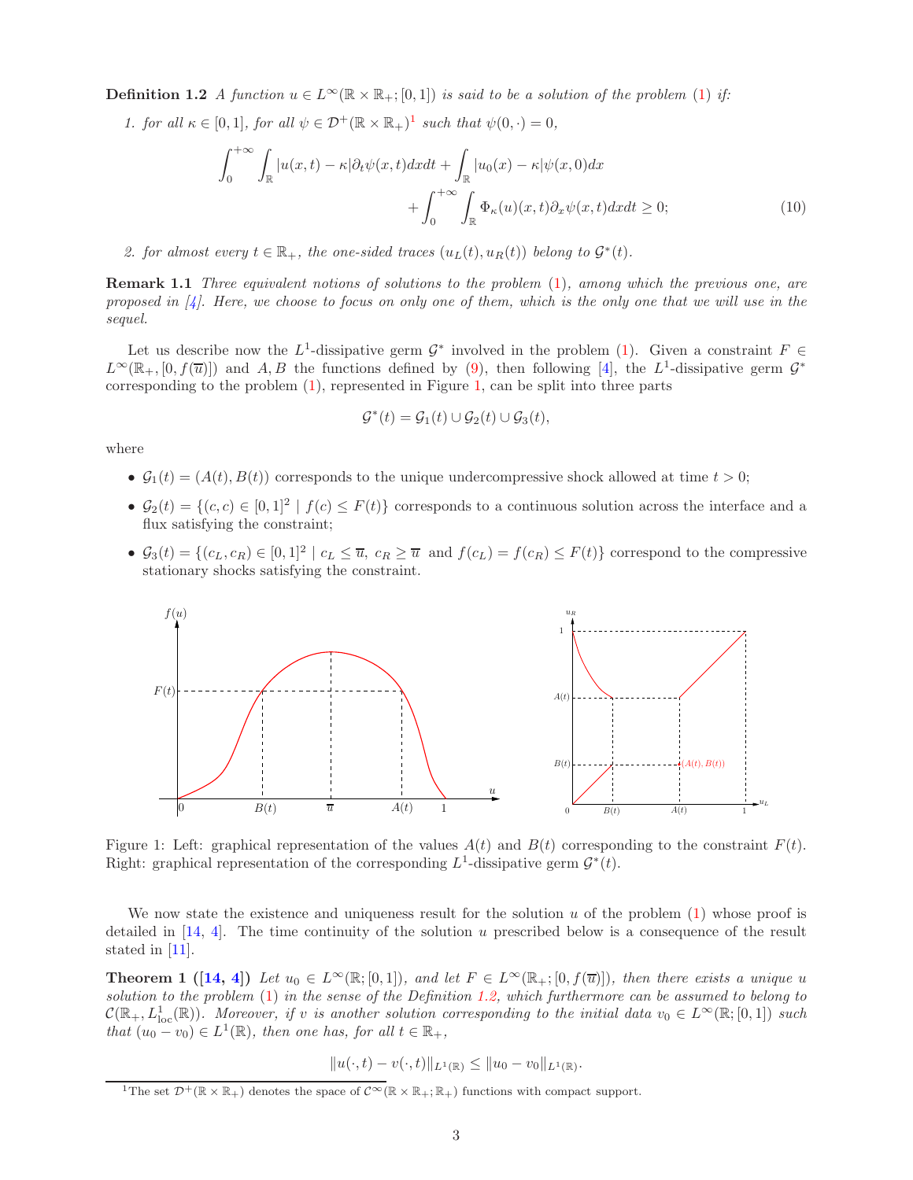**Definition 1.2** *A function $u \in L^\infty(\mathbb{R} \times \mathbb{R}_+; [0,1])$ is said to be a solution of the problem (1) if:*

1. *for all $\kappa \in [0,1]$, for all $\psi \in \mathcal{D}^+(\mathbb{R} \times \mathbb{R}_+)$[1] such that $\psi(0,\cdot) = 0$,*

$$\int_0^{+\infty} \int_{\mathbb{R}} |u(x,t) - \kappa| \partial_t \psi(x,t) dx dt + \int_{\mathbb{R}} |u_0(x) - \kappa| \psi(x,0) dx + \int_0^{+\infty} \int_{\mathbb{R}} \Phi_\kappa(u)(x,t) \partial_x \psi(x,t) dx dt \geq 0; \tag{10}$$

2. *for almost every $t \in \mathbb{R}_+$, the one-sided traces $(u_L(t), u_R(t))$ belong to $\mathcal{G}^*(t)$.*

**Remark 1.1** *Three equivalent notions of solutions to the problem (1), among which the previous one, are proposed in [4]. Here, we choose to focus on only one of them, which is the only one that we will use in the sequel.*

Let us describe now the $L^1$-dissipative germ $\mathcal{G}^*$ involved in the problem (1). Given a constraint $F \in L^\infty(\mathbb{R}_+, [0, f(\overline{u})])$ and $A, B$ the functions defined by (9), then following [4], the $L^1$-dissipative germ $\mathcal{G}^*$ corresponding to the problem (1), represented in Figure 1, can be split into three parts

$$\mathcal{G}^*(t) = \mathcal{G}_1(t) \cup \mathcal{G}_2(t) \cup \mathcal{G}_3(t),$$

where

- $\mathcal{G}_1(t) = (A(t), B(t))$ corresponds to the unique undercompressive shock allowed at time $t > 0$;
- $\mathcal{G}_2(t) = \{(c,c) \in [0,1]^2 \mid f(c) \leq F(t)\}$ corresponds to a continuous solution across the interface and a flux satisfying the constraint;
- $\mathcal{G}_3(t) = \{(c_L, c_R) \in [0,1]^2 \mid c_L \leq \overline{u},\ c_R \geq \overline{u} \text{ and } f(c_L) = f(c_R) \leq F(t)\}$ correspond to the compressive stationary shocks satisfying the constraint.

Figure 1: Left: graphical representation of the values $A(t)$ and $B(t)$ corresponding to the constraint $F(t)$. Right: graphical representation of the corresponding $L^1$-dissipative germ $\mathcal{G}^*(t)$.

We now state the existence and uniqueness result for the solution $u$ of the problem (1) whose proof is detailed in [14, 4]. The time continuity of the solution $u$ prescribed below is a consequence of the result stated in [11].

**Theorem 1 ([14, 4])** *Let $u_0 \in L^\infty(\mathbb{R}; [0,1])$, and let $F \in L^\infty(\mathbb{R}_+; [0, f(\overline{u})])$, then there exists a unique $u$ solution to the problem (1) in the sense of the Definition 1.2, which furthermore can be assumed to belong to $\mathcal{C}(\mathbb{R}_+, L^1_{\mathrm{loc}}(\mathbb{R}))$. Moreover, if $v$ is another solution corresponding to the initial data $v_0 \in L^\infty(\mathbb{R}; [0,1])$ such that $(u_0 - v_0) \in L^1(\mathbb{R})$, then one has, for all $t \in \mathbb{R}_+$,*

$$\|u(\cdot,t) - v(\cdot,t)\|_{L^1(\mathbb{R})} \leq \|u_0 - v_0\|_{L^1(\mathbb{R})}.$$

[1] The set $\mathcal{D}^+(\mathbb{R} \times \mathbb{R}_+)$ denotes the space of $\mathcal{C}^\infty(\mathbb{R} \times \mathbb{R}_+; \mathbb{R}_+)$ functions with compact support.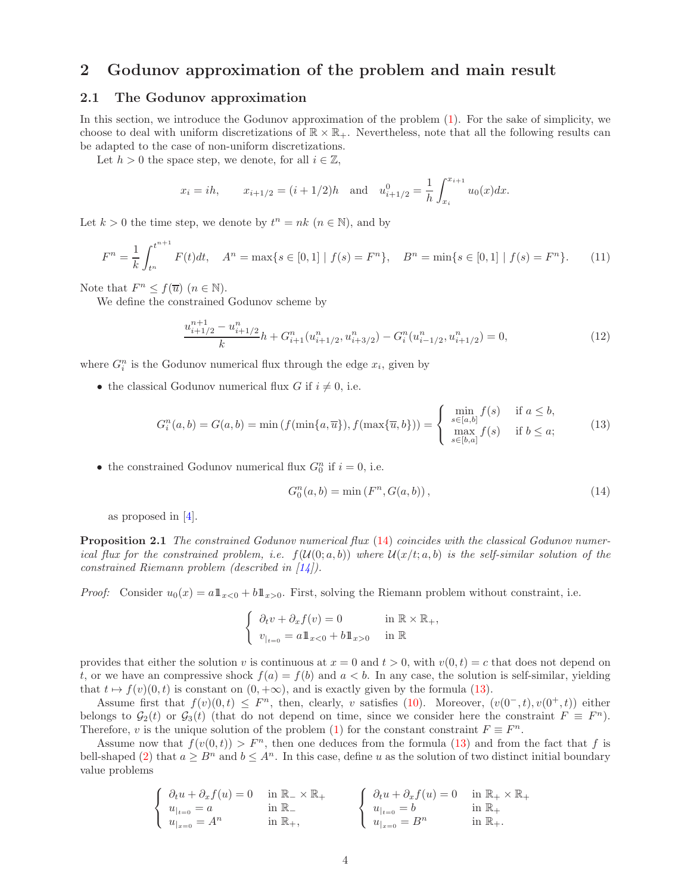## 2 Godunov approximation of the problem and main result

### 2.1 The Godunov approximation

In this section, we introduce the Godunov approximation of the problem (1). For the sake of simplicity, we choose to deal with uniform discretizations of $\mathbb{R} \times \mathbb{R}_+$. Nevertheless, note that all the following results can be adapted to the case of non-uniform discretizations.

Let $h > 0$ the space step, we denote, for all $i \in \mathbb{Z}$,

$$x_i = ih, \qquad x_{i+1/2} = (i + 1/2)h \quad \text{and} \quad u^0_{i+1/2} = \frac{1}{h}\int_{x_i}^{x_{i+1}} u_0(x)dx.$$

Let $k > 0$ the time step, we denote by $t^n = nk$ ($n \in \mathbb{N}$), and by

$$F^n = \frac{1}{k}\int_{t^n}^{t^{n+1}} F(t)dt, \quad A^n = \max\{s \in [0,1] \mid f(s) = F^n\}, \quad B^n = \min\{s \in [0,1] \mid f(s) = F^n\}. \tag{11}$$

Note that $F^n \leq f(\overline{u})$ ($n \in \mathbb{N}$).

We define the constrained Godunov scheme by

$$\frac{u^{n+1}_{i+1/2} - u^n_{i+1/2}}{k}h + G^n_{i+1}(u^n_{i+1/2}, u^n_{i+3/2}) - G^n_i(u^n_{i-1/2}, u^n_{i+1/2}) = 0, \tag{12}$$

where $G^n_i$ is the Godunov numerical flux through the edge $x_i$, given by

- the classical Godunov numerical flux $G$ if $i \neq 0$, i.e.

$$G^n_i(a,b) = G(a,b) = \min\left(f(\min\{a,\overline{u}\}), f(\max\{\overline{u},b\})\right) = \begin{cases} \min\limits_{s\in[a,b]} f(s) & \text{if } a \leq b, \\ \max\limits_{s\in[b,a]} f(s) & \text{if } b \leq a; \end{cases} \tag{13}$$

- the constrained Godunov numerical flux $G^n_0$ if $i = 0$, i.e.

$$G^n_0(a,b) = \min\left(F^n, G(a,b)\right), \tag{14}$$

  as proposed in [4].

**Proposition 2.1** *The constrained Godunov numerical flux (14) coincides with the classical Godunov numerical flux for the constrained problem, i.e. $f(\mathcal{U}(0;a,b))$ where $\mathcal{U}(x/t;a,b)$ is the self-similar solution of the constrained Riemann problem (described in [14]).*

*Proof:* Consider $u_0(x) = a\mathbb{1}_{x<0} + b\mathbb{1}_{x>0}$. First, solving the Riemann problem without constraint, i.e.

$$\begin{cases} \partial_t v + \partial_x f(v) = 0 & \text{in } \mathbb{R} \times \mathbb{R}_+, \\ v_{|t=0} = a\mathbb{1}_{x<0} + b\mathbb{1}_{x>0} & \text{in } \mathbb{R} \end{cases}$$

provides that either the solution $v$ is continuous at $x = 0$ and $t > 0$, with $v(0,t) = c$ that does not depend on $t$, or we have an compressive shock $f(a) = f(b)$ and $a < b$. In any case, the solution is self-similar, yielding that $t \mapsto f(v)(0,t)$ is constant on $(0, +\infty)$, and is exactly given by the formula (13).

Assume first that $f(v)(0,t) \leq F^n$, then, clearly, $v$ satisfies (10). Moreover, $(v(0^-,t), v(0^+,t))$ either belongs to $\mathcal{G}_2(t)$ or $\mathcal{G}_3(t)$ (that do not depend on time, since we consider here the constraint $F \equiv F^n$). Therefore, $v$ is the unique solution of the problem (1) for the constant constraint $F \equiv F^n$.

Assume now that $f(v(0,t)) > F^n$, then one deduces from the formula (13) and from the fact that $f$ is bell-shaped (2) that $a \geq B^n$ and $b \leq A^n$. In this case, define $u$ as the solution of two distinct initial boundary value problems

$$\begin{cases} \partial_t u + \partial_x f(u) = 0 & \text{in } \mathbb{R}_- \times \mathbb{R}_+ \\ u_{|t=0} = a & \text{in } \mathbb{R}_- \\ u_{|x=0} = A^n & \text{in } \mathbb{R}_+, \end{cases} \qquad \begin{cases} \partial_t u + \partial_x f(u) = 0 & \text{in } \mathbb{R}_+ \times \mathbb{R}_+ \\ u_{|t=0} = b & \text{in } \mathbb{R}_+ \\ u_{|x=0} = B^n & \text{in } \mathbb{R}_+. \end{cases}$$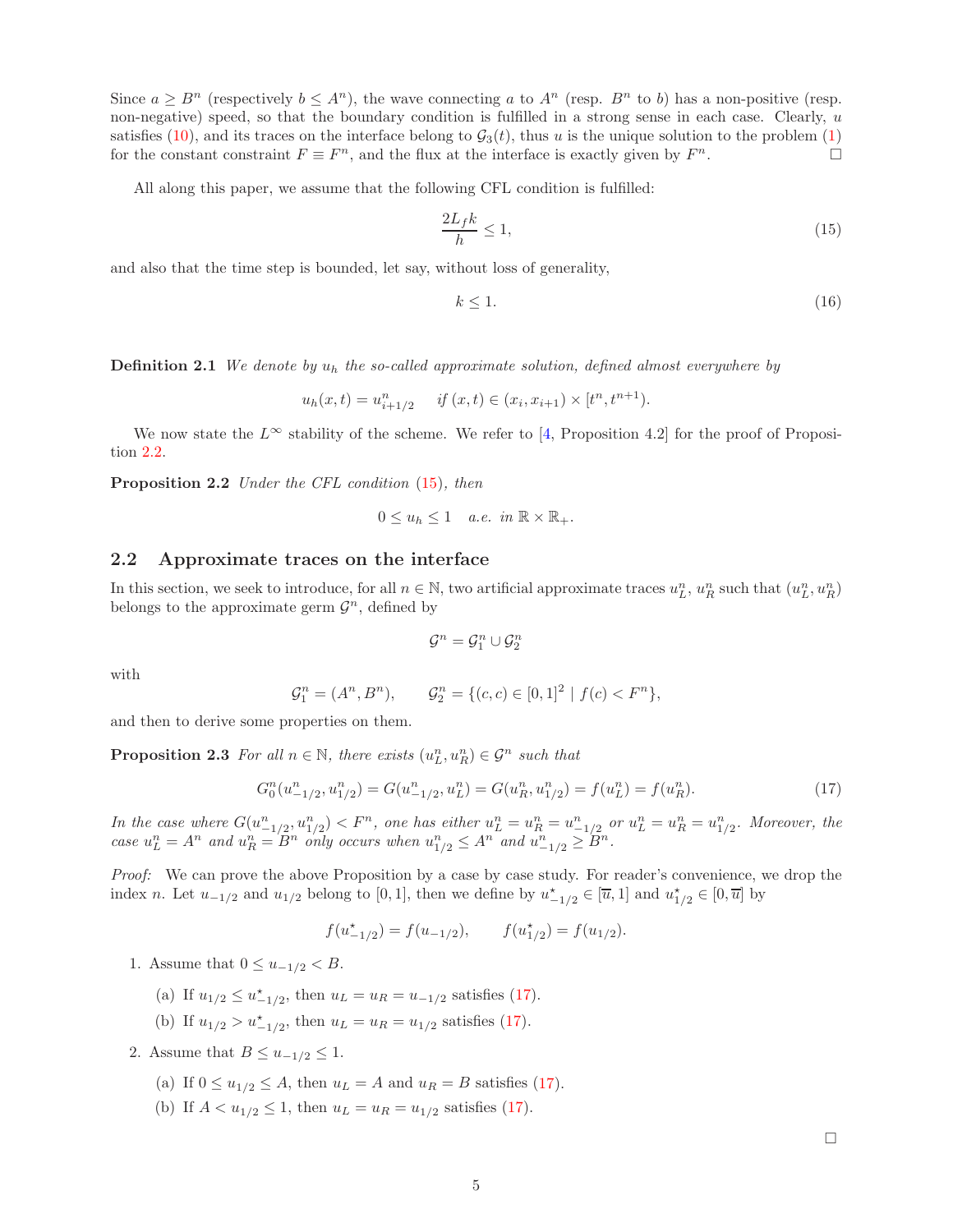Since $a \geq B^n$ (respectively $b \leq A^n$), the wave connecting $a$ to $A^n$ (resp. $B^n$ to $b$) has a non-positive (resp. non-negative) speed, so that the boundary condition is fulfilled in a strong sense in each case. Clearly, $u$ satisfies (10), and its traces on the interface belong to $\mathcal{G}_3(t)$, thus $u$ is the unique solution to the problem (1) for the constant constraint $F \equiv F^n$, and the flux at the interface is exactly given by $F^n$. □

All along this paper, we assume that the following CFL condition is fulfilled:

$$\frac{2L_f k}{h} \leq 1, \tag{15}$$

and also that the time step is bounded, let say, without loss of generality,

$$k \leq 1. \tag{16}$$

**Definition 2.1** *We denote by $u_h$ the so-called approximate solution, defined almost everywhere by*

$$u_h(x,t) = u^n_{i+1/2} \quad \text{ if } (x,t) \in (x_i, x_{i+1}) \times [t^n, t^{n+1}).$$

We now state the $L^\infty$ stability of the scheme. We refer to [4, Proposition 4.2] for the proof of Proposition 2.2.

**Proposition 2.2** *Under the CFL condition (15), then*

$$0 \leq u_h \leq 1 \quad \text{a.e. in } \mathbb{R} \times \mathbb{R}_+.$$

## 2.2 Approximate traces on the interface

In this section, we seek to introduce, for all $n \in \mathbb{N}$, two artificial approximate traces $u^n_L$, $u^n_R$ such that $(u^n_L, u^n_R)$ belongs to the approximate germ $\mathcal{G}^n$, defined by

$$\mathcal{G}^n = \mathcal{G}^n_1 \cup \mathcal{G}^n_2$$

with

$$\mathcal{G}^n_1 = (A^n, B^n), \qquad \mathcal{G}^n_2 = \{(c,c) \in [0,1]^2 \mid f(c) < F^n\},$$

and then to derive some properties on them.

**Proposition 2.3** *For all $n \in \mathbb{N}$, there exists $(u^n_L, u^n_R) \in \mathcal{G}^n$ such that*

$$G^n_0(u^n_{-1/2}, u^n_{1/2}) = G(u^n_{-1/2}, u^n_L) = G(u^n_R, u^n_{1/2}) = f(u^n_L) = f(u^n_R). \tag{17}$$

*In the case where $G(u^n_{-1/2}, u^n_{1/2}) < F^n$, one has either $u^n_L = u^n_R = u^n_{-1/2}$ or $u^n_L = u^n_R = u^n_{1/2}$. Moreover, the case $u^n_L = A^n$ and $u^n_R = B^n$ only occurs when $u^n_{1/2} \leq A^n$ and $u^n_{-1/2} \geq B^n$.*

*Proof:* We can prove the above Proposition by a case by case study. For reader's convenience, we drop the index $n$. Let $u_{-1/2}$ and $u_{1/2}$ belong to $[0,1]$, then we define by $u^\star_{-1/2} \in [\overline{u}, 1]$ and $u^\star_{1/2} \in [0, \overline{u}]$ by

$$f(u^\star_{-1/2}) = f(u_{-1/2}), \qquad f(u^\star_{1/2}) = f(u_{1/2}).$$

1. Assume that $0 \leq u_{-1/2} < B$.
   (a) If $u_{1/2} \leq u^\star_{-1/2}$, then $u_L = u_R = u_{-1/2}$ satisfies (17).
   (b) If $u_{1/2} > u^\star_{-1/2}$, then $u_L = u_R = u_{1/2}$ satisfies (17).
2. Assume that $B \leq u_{-1/2} \leq 1$.
   (a) If $0 \leq u_{1/2} \leq A$, then $u_L = A$ and $u_R = B$ satisfies (17).
   (b) If $A < u_{1/2} \leq 1$, then $u_L = u_R = u_{1/2}$ satisfies (17).

□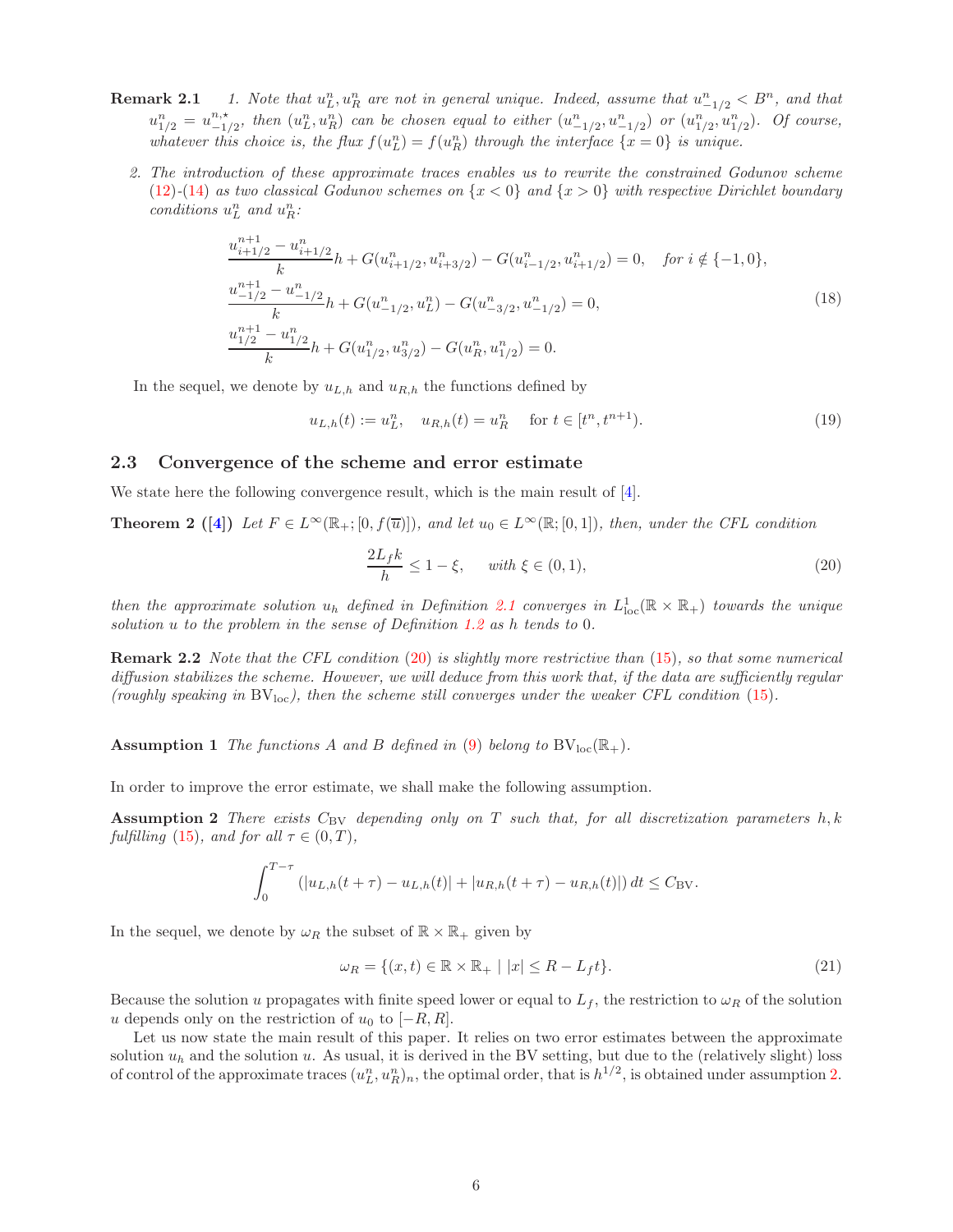**Remark 2.1** *1. Note that $u_L^n, u_R^n$ are not in general unique. Indeed, assume that $u_{-1/2}^n < B^n$, and that $u_{1/2}^n = u_{-1/2}^{n,\star}$, then $(u_L^n, u_R^n)$ can be chosen equal to either $(u_{-1/2}^n, u_{-1/2}^n)$ or $(u_{1/2}^n, u_{1/2}^n)$. Of course, whatever this choice is, the flux $f(u_L^n) = f(u_R^n)$ through the interface $\{x = 0\}$ is unique.*

*2. The introduction of these approximate traces enables us to rewrite the constrained Godunov scheme (12)-(14) as two classical Godunov schemes on $\{x < 0\}$ and $\{x > 0\}$ with respective Dirichlet boundary conditions $u_L^n$ and $u_R^n$:*

$$
\begin{aligned}
&\frac{u_{i+1/2}^{n+1} - u_{i+1/2}^n}{k} h + G(u_{i+1/2}^n, u_{i+3/2}^n) - G(u_{i-1/2}^n, u_{i+1/2}^n) = 0, \quad \textit{for } i \notin \{-1, 0\}, \\
&\frac{u_{-1/2}^{n+1} - u_{-1/2}^n}{k} h + G(u_{-1/2}^n, u_L^n) - G(u_{-3/2}^n, u_{-1/2}^n) = 0, \\
&\frac{u_{1/2}^{n+1} - u_{1/2}^n}{k} h + G(u_{1/2}^n, u_{3/2}^n) - G(u_R^n, u_{1/2}^n) = 0.
\end{aligned}
\tag{18}
$$

In the sequel, we denote by $u_{L,h}$ and $u_{R,h}$ the functions defined by

$$
u_{L,h}(t) := u_L^n, \quad u_{R,h}(t) = u_R^n \quad \text{ for } t \in [t^n, t^{n+1}). \tag{19}
$$

### 2.3 Convergence of the scheme and error estimate

We state here the following convergence result, which is the main result of [4].

**Theorem 2 ([4])** *Let $F \in L^\infty(\mathbb{R}_+; [0, f(\overline{u})])$, and let $u_0 \in L^\infty(\mathbb{R}; [0, 1])$, then, under the CFL condition*

$$
\frac{2 L_f k}{h} \le 1 - \xi, \qquad \textit{with } \xi \in (0, 1), \tag{20}
$$

*then the approximate solution $u_h$ defined in Definition 2.1 converges in $L^1_{\mathrm{loc}}(\mathbb{R} \times \mathbb{R}_+)$ towards the unique solution $u$ to the problem in the sense of Definition 1.2 as $h$ tends to 0.*

**Remark 2.2** *Note that the CFL condition (20) is slightly more restrictive than (15), so that some numerical diffusion stabilizes the scheme. However, we will deduce from this work that, if the data are sufficiently regular (roughly speaking in $\mathrm{BV}_{\mathrm{loc}}$), then the scheme still converges under the weaker CFL condition (15).*

**Assumption 1** *The functions $A$ and $B$ defined in (9) belong to $\mathrm{BV}_{\mathrm{loc}}(\mathbb{R}_+)$.*

In order to improve the error estimate, we shall make the following assumption.

**Assumption 2** *There exists $C_{\mathrm{BV}}$ depending only on $T$ such that, for all discretization parameters $h, k$ fulfilling (15), and for all $\tau \in (0, T)$,*

$$
\int_0^{T-\tau} \left( |u_{L,h}(t + \tau) - u_{L,h}(t)| + |u_{R,h}(t + \tau) - u_{R,h}(t)| \right) dt \le C_{\mathrm{BV}}.
$$

In the sequel, we denote by $\omega_R$ the subset of $\mathbb{R} \times \mathbb{R}_+$ given by

$$
\omega_R = \{(x, t) \in \mathbb{R} \times \mathbb{R}_+ \mid |x| \le R - L_f t\}. \tag{21}
$$

Because the solution $u$ propagates with finite speed lower or equal to $L_f$, the restriction to $\omega_R$ of the solution $u$ depends only on the restriction of $u_0$ to $[-R, R]$.

Let us now state the main result of this paper. It relies on two error estimates between the approximate solution $u_h$ and the solution $u$. As usual, it is derived in the BV setting, but due to the (relatively slight) loss of control of the approximate traces $(u_L^n, u_R^n)_n$, the optimal order, that is $h^{1/2}$, is obtained under assumption 2.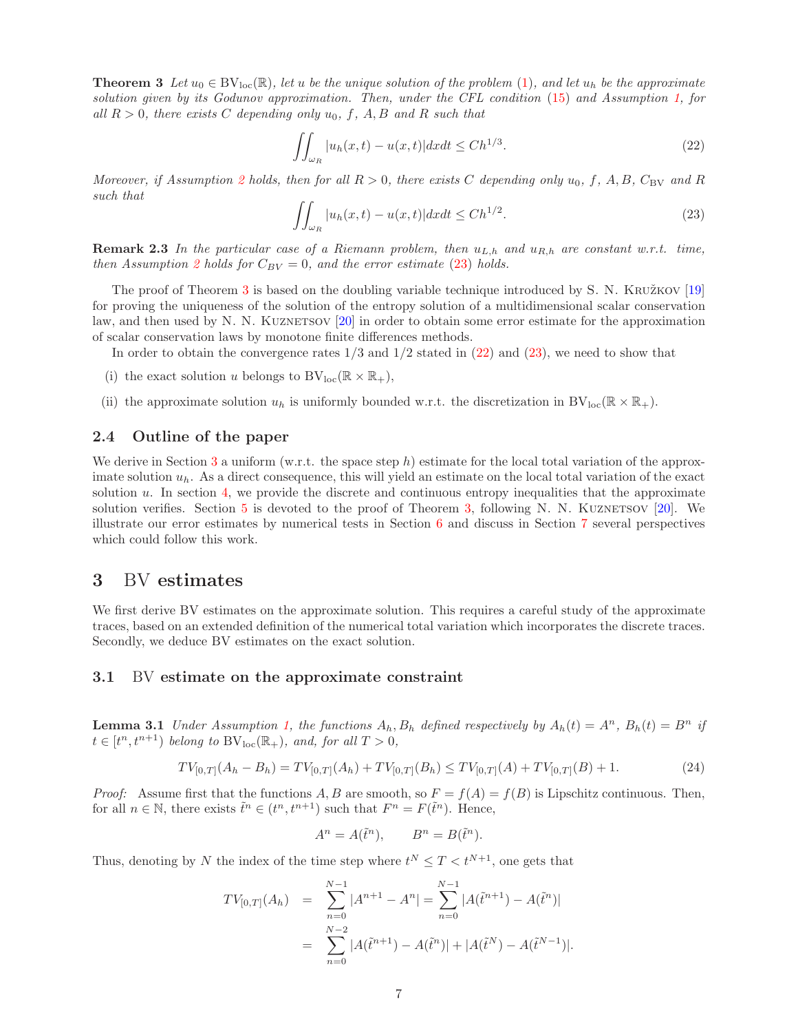**Theorem 3** *Let $u_0 \in \mathrm{BV}_{\mathrm{loc}}(\mathbb{R})$, let $u$ be the unique solution of the problem (1), and let $u_h$ be the approximate solution given by its Godunov approximation. Then, under the CFL condition (15) and Assumption 1, for all $R > 0$, there exists $C$ depending only $u_0$, $f$, $A, B$ and $R$ such that*

$$\iint_{\omega_R} |u_h(x,t) - u(x,t)| dx dt \leq C h^{1/3}. \tag{22}$$

*Moreover, if Assumption 2 holds, then for all $R > 0$, there exists $C$ depending only $u_0$, $f$, $A, B$, $C_{\mathrm{BV}}$ and $R$ such that*

$$\iint_{\omega_R} |u_h(x,t) - u(x,t)| dx dt \leq C h^{1/2}. \tag{23}$$

**Remark 2.3** *In the particular case of a Riemann problem, then $u_{L,h}$ and $u_{R,h}$ are constant w.r.t. time, then Assumption 2 holds for $C_{BV} = 0$, and the error estimate (23) holds.*

The proof of Theorem 3 is based on the doubling variable technique introduced by S. N. Kružkov [19] for proving the uniqueness of the solution of the entropy solution of a multidimensional scalar conservation law, and then used by N. N. Kuznetsov [20] in order to obtain some error estimate for the approximation of scalar conservation laws by monotone finite differences methods.

In order to obtain the convergence rates $1/3$ and $1/2$ stated in (22) and (23), we need to show that

(i) the exact solution $u$ belongs to $\mathrm{BV}_{\mathrm{loc}}(\mathbb{R} \times \mathbb{R}_+)$,

(ii) the approximate solution $u_h$ is uniformly bounded w.r.t. the discretization in $\mathrm{BV}_{\mathrm{loc}}(\mathbb{R} \times \mathbb{R}_+)$.

### 2.4 Outline of the paper

We derive in Section 3 a uniform (w.r.t. the space step $h$) estimate for the local total variation of the approximate solution $u_h$. As a direct consequence, this will yield an estimate on the local total variation of the exact solution $u$. In section 4, we provide the discrete and continuous entropy inequalities that the approximate solution verifies. Section 5 is devoted to the proof of Theorem 3, following N. N. Kuznetsov [20]. We illustrate our error estimates by numerical tests in Section 6 and discuss in Section 7 several perspectives which could follow this work.

## 3 BV estimates

We first derive BV estimates on the approximate solution. This requires a careful study of the approximate traces, based on an extended definition of the numerical total variation which incorporates the discrete traces. Secondly, we deduce BV estimates on the exact solution.

### 3.1 BV estimate on the approximate constraint

**Lemma 3.1** *Under Assumption 1, the functions $A_h, B_h$ defined respectively by $A_h(t) = A^n$, $B_h(t) = B^n$ if $t \in [t^n, t^{n+1})$ belong to $\mathrm{BV}_{\mathrm{loc}}(\mathbb{R}_+)$, and, for all $T > 0$,*

$$TV_{[0,T]}(A_h - B_h) = TV_{[0,T]}(A_h) + TV_{[0,T]}(B_h) \leq TV_{[0,T]}(A) + TV_{[0,T]}(B) + 1. \tag{24}$$

*Proof:* Assume first that the functions $A, B$ are smooth, so $F = f(A) = f(B)$ is Lipschitz continuous. Then, for all $n \in \mathbb{N}$, there exists $\tilde{t}^n \in (t^n, t^{n+1})$ such that $F^n = F(\tilde{t}^n)$. Hence,

$$A^n = A(\tilde{t}^n), \qquad B^n = B(\tilde{t}^n).$$

Thus, denoting by $N$ the index of the time step where $t^N \leq T < t^{N+1}$, one gets that

$$\begin{aligned} TV_{[0,T]}(A_h) &= \sum_{n=0}^{N-1} |A^{n+1} - A^n| = \sum_{n=0}^{N-1} |A(\tilde{t}^{n+1}) - A(\tilde{t}^n)| \\ &= \sum_{n=0}^{N-2} |A(\tilde{t}^{n+1}) - A(\tilde{t}^n)| + |A(\tilde{t}^N) - A(\tilde{t}^{N-1})|. \end{aligned}$$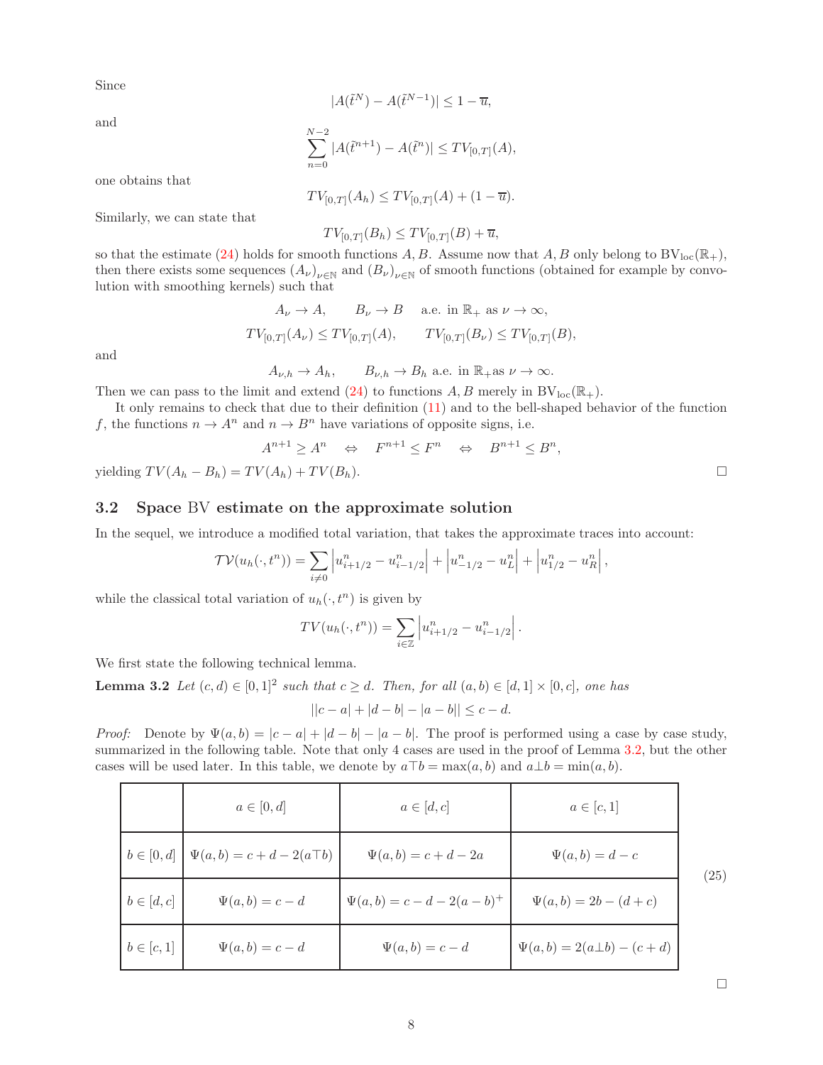Since

$$|A(\tilde{t}^N) - A(\tilde{t}^{N-1})| \le 1 - \overline{u},$$

and

$$\sum_{n=0}^{N-2} |A(\tilde{t}^{n+1}) - A(\tilde{t}^n)| \le TV_{[0,T]}(A),$$

one obtains that

$$TV_{[0,T]}(A_h) \le TV_{[0,T]}(A) + (1 - \overline{u}).$$

Similarly, we can state that

$$TV_{[0,T]}(B_h) \le TV_{[0,T]}(B) + \overline{u},$$

so that the estimate (24) holds for smooth functions $A, B$. Assume now that $A, B$ only belong to $\mathrm{BV}_{\mathrm{loc}}(\mathbb{R}_+)$, then there exists some sequences $(A_\nu)_{\nu\in\mathbb{N}}$ and $(B_\nu)_{\nu\in\mathbb{N}}$ of smooth functions (obtained for example by convolution with smoothing kernels) such that

$$A_\nu \to A, \qquad B_\nu \to B \quad \text{a.e. in } \mathbb{R}_+ \text{ as } \nu \to \infty,$$
$$TV_{[0,T]}(A_\nu) \le TV_{[0,T]}(A), \qquad TV_{[0,T]}(B_\nu) \le TV_{[0,T]}(B),$$

and

$$A_{\nu,h} \to A_h, \qquad B_{\nu,h} \to B_h \text{ a.e. in } \mathbb{R}_+ \text{as } \nu \to \infty.$$

Then we can pass to the limit and extend (24) to functions $A, B$ merely in $\mathrm{BV}_{\mathrm{loc}}(\mathbb{R}_+)$.

It only remains to check that due to their definition (11) and to the bell-shaped behavior of the function $f$, the functions $n \to A^n$ and $n \to B^n$ have variations of opposite signs, i.e.

$$A^{n+1} \ge A^n \quad \Leftrightarrow \quad F^{n+1} \le F^n \quad \Leftrightarrow \quad B^{n+1} \le B^n,$$

yielding $TV(A_h - B_h) = TV(A_h) + TV(B_h)$. □

## 3.2 Space BV estimate on the approximate solution

In the sequel, we introduce a modified total variation, that takes the approximate traces into account:

$$\mathcal{TV}(u_h(\cdot, t^n)) = \sum_{i \ne 0} \left| u^n_{i+1/2} - u^n_{i-1/2} \right| + \left| u^n_{-1/2} - u^n_L \right| + \left| u^n_{1/2} - u^n_R \right|,$$

while the classical total variation of $u_h(\cdot, t^n)$ is given by

$$TV(u_h(\cdot, t^n)) = \sum_{i\in\mathbb{Z}} \left| u^n_{i+1/2} - u^n_{i-1/2} \right|.$$

We first state the following technical lemma.

**Lemma 3.2** *Let $(c, d) \in [0, 1]^2$ such that $c \ge d$. Then, for all $(a, b) \in [d, 1] \times [0, c]$, one has*

$$||c - a| + |d - b| - |a - b|| \le c - d.$$

*Proof:* Denote by $\Psi(a, b) = |c - a| + |d - b| - |a - b|$. The proof is performed using a case by case study, summarized in the following table. Note that only 4 cases are used in the proof of Lemma 3.2, but the other cases will be used later. In this table, we denote by $a\top b = \max(a, b)$ and $a\bot b = \min(a, b)$.

|  | $a \in [0, d]$ | $a \in [d, c]$ | $a \in [c, 1]$ |
|---|---|---|---|
| $b \in [0, d]$ | $\Psi(a, b) = c + d - 2(a\top b)$ | $\Psi(a, b) = c + d - 2a$ | $\Psi(a, b) = d - c$ |
| $b \in [d, c]$ | $\Psi(a, b) = c - d$ | $\Psi(a, b) = c - d - 2(a - b)^+$ | $\Psi(a, b) = 2b - (d + c)$ |
| $b \in [c, 1]$ | $\Psi(a, b) = c - d$ | $\Psi(a, b) = c - d$ | $\Psi(a, b) = 2(a\bot b) - (c + d)$ |

(25)

□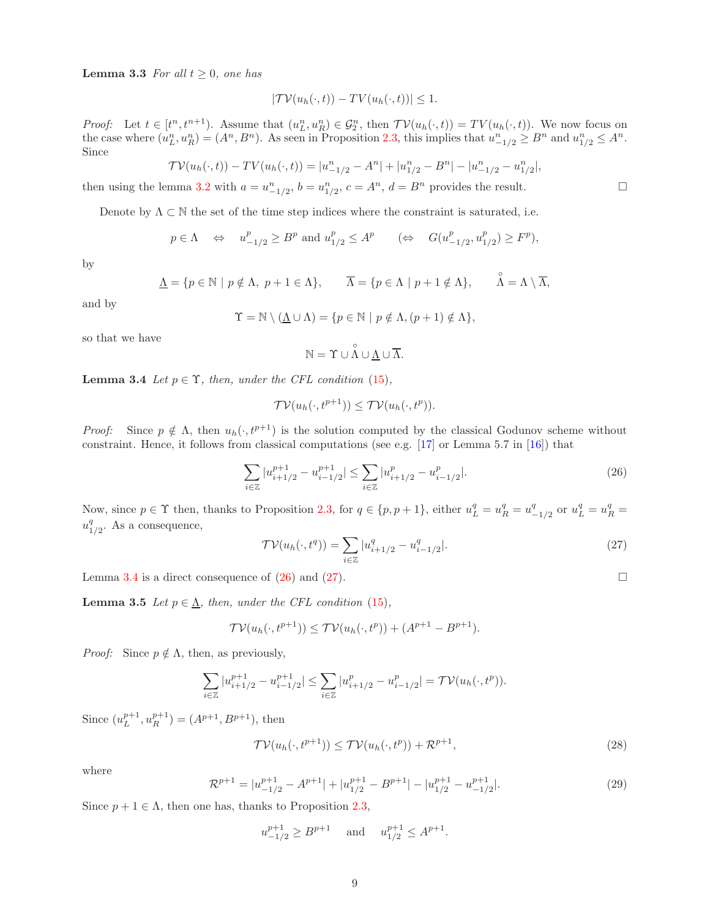**Lemma 3.3** *For all $t \geq 0$, one has*

$$|\mathcal{TV}(u_h(\cdot,t)) - TV(u_h(\cdot,t))| \leq 1.$$

*Proof:* Let $t \in [t^n, t^{n+1})$. Assume that $(u_L^n, u_R^n) \in \mathcal{G}_2^n$, then $\mathcal{TV}(u_h(\cdot,t)) = TV(u_h(\cdot,t))$. We now focus on the case where $(u_L^n, u_R^n) = (A^n, B^n)$. As seen in Proposition 2.3, this implies that $u_{-1/2}^n \geq B^n$ and $u_{1/2}^n \leq A^n$. Since

$$\mathcal{TV}(u_h(\cdot,t)) - TV(u_h(\cdot,t)) = |u_{-1/2}^n - A^n| + |u_{1/2}^n - B^n| - |u_{-1/2}^n - u_{1/2}^n|,$$

then using the lemma 3.2 with $a = u_{-1/2}^n$, $b = u_{1/2}^n$, $c = A^n$, $d = B^n$ provides the result. □

Denote by $\Lambda \subset \mathbb{N}$ the set of the time step indices where the constraint is saturated, i.e.

$$p \in \Lambda \quad \Leftrightarrow \quad u_{-1/2}^p \geq B^p \text{ and } u_{1/2}^p \leq A^p \qquad (\Leftrightarrow \quad G(u_{-1/2}^p, u_{1/2}^p) \geq F^p),$$

by

$$\underline{\Lambda} = \{p \in \mathbb{N} \mid p \notin \Lambda,\ p+1 \in \Lambda\}, \qquad \overline{\Lambda} = \{p \in \Lambda \mid p+1 \notin \Lambda\}, \qquad \overset{\circ}{\Lambda} = \Lambda \setminus \overline{\Lambda},$$

and by

$$\Upsilon = \mathbb{N} \setminus (\underline{\Lambda} \cup \Lambda) = \{p \in \mathbb{N} \mid p \notin \Lambda, (p+1) \notin \Lambda\},$$

so that we have

$$\mathbb{N} = \Upsilon \cup \overset{\circ}{\Lambda} \cup \underline{\Lambda} \cup \overline{\Lambda}.$$

**Lemma 3.4** *Let $p \in \Upsilon$, then, under the CFL condition (15),*

$$\mathcal{TV}(u_h(\cdot, t^{p+1})) \leq \mathcal{TV}(u_h(\cdot, t^p)).$$

*Proof:* Since $p \notin \Lambda$, then $u_h(\cdot, t^{p+1})$ is the solution computed by the classical Godunov scheme without constraint. Hence, it follows from classical computations (see e.g. [17] or Lemma 5.7 in [16]) that

$$\sum_{i\in\mathbb{Z}} |u_{i+1/2}^{p+1} - u_{i-1/2}^{p+1}| \leq \sum_{i\in\mathbb{Z}} |u_{i+1/2}^p - u_{i-1/2}^p|. \tag{26}$$

Now, since $p \in \Upsilon$ then, thanks to Proposition 2.3, for $q \in \{p, p+1\}$, either $u_L^q = u_R^q = u_{-1/2}^q$ or $u_L^q = u_R^q = u_{1/2}^q$. As a consequence,

$$\mathcal{TV}(u_h(\cdot, t^q)) = \sum_{i\in\mathbb{Z}} |u_{i+1/2}^q - u_{i-1/2}^q|. \tag{27}$$

Lemma 3.4 is a direct consequence of (26) and (27). □

**Lemma 3.5** *Let $p \in \underline{\Lambda}$, then, under the CFL condition (15),*

$$\mathcal{TV}(u_h(\cdot, t^{p+1})) \leq \mathcal{TV}(u_h(\cdot, t^p)) + (A^{p+1} - B^{p+1}).$$

*Proof:* Since $p \notin \Lambda$, then, as previously,

$$\sum_{i\in\mathbb{Z}} |u_{i+1/2}^{p+1} - u_{i-1/2}^{p+1}| \leq \sum_{i\in\mathbb{Z}} |u_{i+1/2}^p - u_{i-1/2}^p| = \mathcal{TV}(u_h(\cdot, t^p)).$$

Since $(u_L^{p+1}, u_R^{p+1}) = (A^{p+1}, B^{p+1})$, then

$$\mathcal{TV}(u_h(\cdot, t^{p+1})) \leq \mathcal{TV}(u_h(\cdot, t^p)) + \mathcal{R}^{p+1}, \tag{28}$$

where

$$\mathcal{R}^{p+1} = |u_{-1/2}^{p+1} - A^{p+1}| + |u_{1/2}^{p+1} - B^{p+1}| - |u_{1/2}^{p+1} - u_{-1/2}^{p+1}|. \tag{29}$$

Since $p+1 \in \Lambda$, then one has, thanks to Proposition 2.3,

$$u_{-1/2}^{p+1} \geq B^{p+1} \quad \text{ and } \quad u_{1/2}^{p+1} \leq A^{p+1}.$$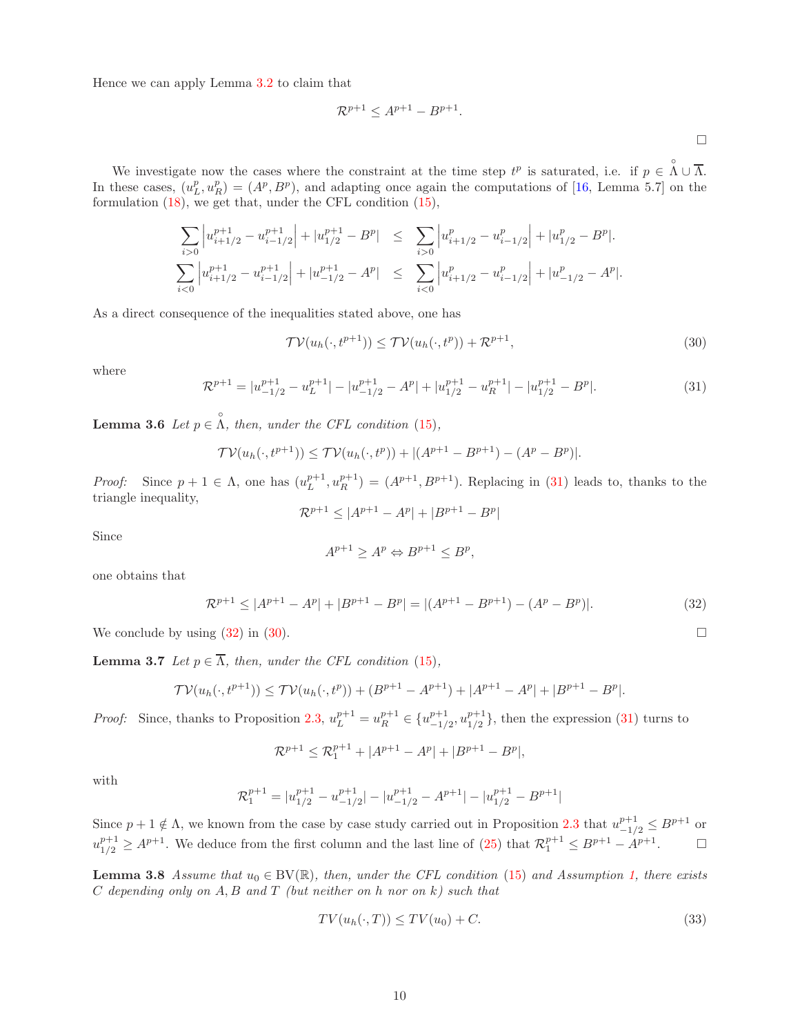Hence we can apply Lemma 3.2 to claim that

$$\mathcal{R}^{p+1} \leq A^{p+1} - B^{p+1}.$$

□

We investigate now the cases where the constraint at the time step $t^p$ is saturated, i.e. if $p \in \overset{\circ}{\Lambda} \cup \overline{\Lambda}$. In these cases, $(u_L^p, u_R^p) = (A^p, B^p)$, and adapting once again the computations of [16, Lemma 5.7] on the formulation (18), we get that, under the CFL condition (15),

$$\begin{aligned}
\sum_{i>0} \left| u_{i+1/2}^{p+1} - u_{i-1/2}^{p+1} \right| + |u_{1/2}^{p+1} - B^p| &\leq \sum_{i>0} \left| u_{i+1/2}^{p} - u_{i-1/2}^{p} \right| + |u_{1/2}^{p} - B^p|. \\
\sum_{i<0} \left| u_{i+1/2}^{p+1} - u_{i-1/2}^{p+1} \right| + |u_{-1/2}^{p+1} - A^p| &\leq \sum_{i<0} \left| u_{i+1/2}^{p} - u_{i-1/2}^{p} \right| + |u_{-1/2}^{p} - A^p|.
\end{aligned}$$

As a direct consequence of the inequalities stated above, one has

$$\mathcal{TV}(u_h(\cdot, t^{p+1})) \leq \mathcal{TV}(u_h(\cdot, t^p)) + \mathcal{R}^{p+1}, \tag{30}$$

where

$$\mathcal{R}^{p+1} = |u_{-1/2}^{p+1} - u_L^{p+1}| - |u_{-1/2}^{p+1} - A^p| + |u_{1/2}^{p+1} - u_R^{p+1}| - |u_{1/2}^{p+1} - B^p|. \tag{31}$$

**Lemma 3.6** *Let $p \in \overset{\circ}{\Lambda}$, then, under the CFL condition (15),*

$$\mathcal{TV}(u_h(\cdot, t^{p+1})) \leq \mathcal{TV}(u_h(\cdot, t^p)) + |(A^{p+1} - B^{p+1}) - (A^p - B^p)|.$$

*Proof:* Since $p+1 \in \Lambda$, one has $(u_L^{p+1}, u_R^{p+1}) = (A^{p+1}, B^{p+1})$. Replacing in (31) leads to, thanks to the triangle inequality,

$$\mathcal{R}^{p+1} \leq |A^{p+1} - A^p| + |B^{p+1} - B^p|$$

Since

$$A^{p+1} \geq A^p \Leftrightarrow B^{p+1} \leq B^p,$$

one obtains that

$$\mathcal{R}^{p+1} \leq |A^{p+1} - A^p| + |B^{p+1} - B^p| = |(A^{p+1} - B^{p+1}) - (A^p - B^p)|. \tag{32}$$

We conclude by using (32) in (30). □

**Lemma 3.7** *Let $p \in \overline{\Lambda}$, then, under the CFL condition (15),*

$$\mathcal{TV}(u_h(\cdot, t^{p+1})) \leq \mathcal{TV}(u_h(\cdot, t^p)) + (B^{p+1} - A^{p+1}) + |A^{p+1} - A^p| + |B^{p+1} - B^p|.$$

*Proof:* Since, thanks to Proposition 2.3, $u_L^{p+1} = u_R^{p+1} \in \{u_{-1/2}^{p+1}, u_{1/2}^{p+1}\}$, then the expression (31) turns to

$$\mathcal{R}^{p+1} \leq \mathcal{R}_1^{p+1} + |A^{p+1} - A^p| + |B^{p+1} - B^p|,$$

with

$$\mathcal{R}_1^{p+1} = |u_{1/2}^{p+1} - u_{-1/2}^{p+1}| - |u_{-1/2}^{p+1} - A^{p+1}| - |u_{1/2}^{p+1} - B^{p+1}|$$

Since $p+1 \notin \Lambda$, we known from the case by case study carried out in Proposition 2.3 that $u_{-1/2}^{p+1} \leq B^{p+1}$ or $u_{1/2}^{p+1} \geq A^{p+1}$. We deduce from the first column and the last line of (25) that $\mathcal{R}_1^{p+1} \leq B^{p+1} - A^{p+1}$. □

**Lemma 3.8** *Assume that $u_0 \in \mathrm{BV}(\mathbb{R})$, then, under the CFL condition (15) and Assumption 1, there exists $C$ depending only on $A, B$ and $T$ (but neither on $h$ nor on $k$) such that*

$$TV(u_h(\cdot, T)) \leq TV(u_0) + C. \tag{33}$$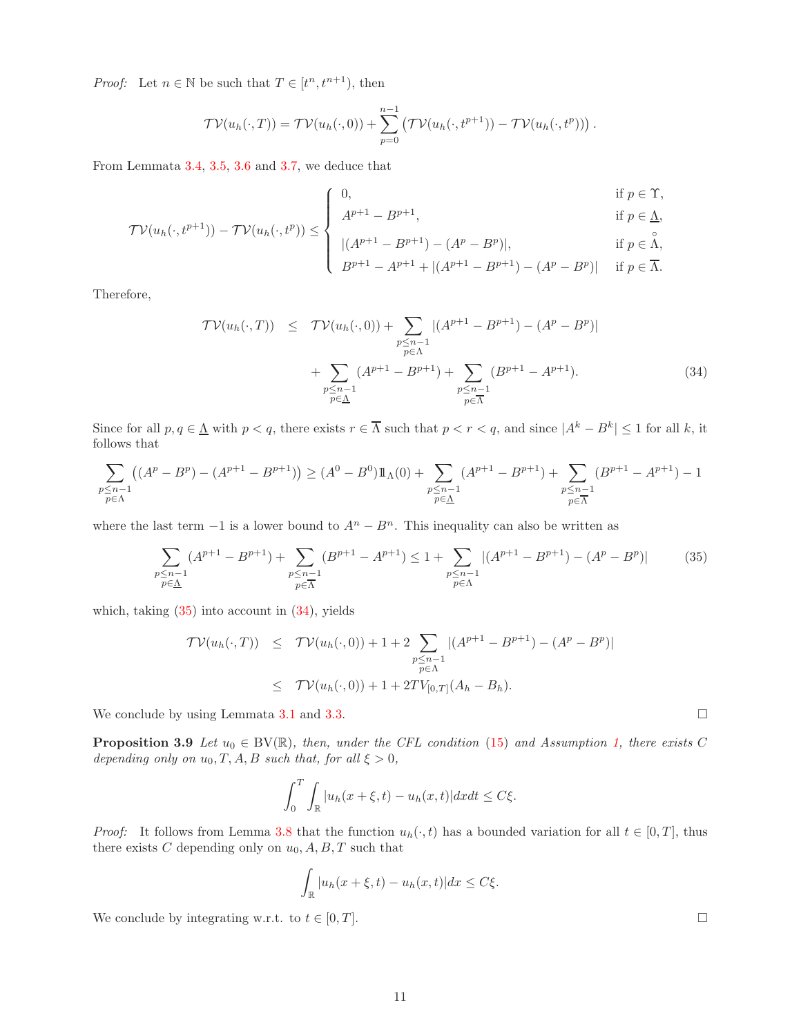*Proof:* Let $n \in \mathbb{N}$ be such that $T \in [t^n, t^{n+1})$, then

$$\mathcal{TV}(u_h(\cdot,T)) = \mathcal{TV}(u_h(\cdot,0)) + \sum_{p=0}^{n-1} \left( \mathcal{TV}(u_h(\cdot,t^{p+1})) - \mathcal{TV}(u_h(\cdot,t^p)) \right).$$

From Lemmata 3.4, 3.5, 3.6 and 3.7, we deduce that

$$\mathcal{TV}(u_h(\cdot,t^{p+1})) - \mathcal{TV}(u_h(\cdot,t^p)) \le \begin{cases} 0, & \text{if } p \in \Upsilon, \\ A^{p+1} - B^{p+1}, & \text{if } p \in \underline{\Lambda}, \\ |(A^{p+1} - B^{p+1}) - (A^p - B^p)|, & \text{if } p \in \overset{\circ}{\Lambda}, \\ B^{p+1} - A^{p+1} + |(A^{p+1} - B^{p+1}) - (A^p - B^p)| & \text{if } p \in \overline{\Lambda}. \end{cases}$$

Therefore,

$$\begin{aligned} \mathcal{TV}(u_h(\cdot,T)) \le\ & \mathcal{TV}(u_h(\cdot,0)) + \sum_{\substack{p \le n-1 \\ p \in \Lambda}} |(A^{p+1} - B^{p+1}) - (A^p - B^p)| \\ & + \sum_{\substack{p \le n-1 \\ p \in \underline{\Lambda}}} (A^{p+1} - B^{p+1}) + \sum_{\substack{p \le n-1 \\ p \in \overline{\Lambda}}} (B^{p+1} - A^{p+1}). \end{aligned} \tag{34}$$

Since for all $p, q \in \underline{\Lambda}$ with $p < q$, there exists $r \in \overline{\Lambda}$ such that $p < r < q$, and since $|A^k - B^k| \le 1$ for all $k$, it follows that

$$\sum_{\substack{p \le n-1 \\ p \in \Lambda}} \left( (A^p - B^p) - (A^{p+1} - B^{p+1}) \right) \ge (A^0 - B^0) 1\!\!1_{\Lambda}(0) + \sum_{\substack{p \le n-1 \\ p \in \underline{\Lambda}}} (A^{p+1} - B^{p+1}) + \sum_{\substack{p \le n-1 \\ p \in \overline{\Lambda}}} (B^{p+1} - A^{p+1}) - 1$$

where the last term $-1$ is a lower bound to $A^n - B^n$. This inequality can also be written as

$$\sum_{\substack{p \le n-1 \\ p \in \underline{\Lambda}}} (A^{p+1} - B^{p+1}) + \sum_{\substack{p \le n-1 \\ p \in \overline{\Lambda}}} (B^{p+1} - A^{p+1}) \le 1 + \sum_{\substack{p \le n-1 \\ p \in \Lambda}} |(A^{p+1} - B^{p+1}) - (A^p - B^p)| \tag{35}$$

which, taking (35) into account in (34), yields

$$\begin{aligned} \mathcal{TV}(u_h(\cdot,T)) &\le \mathcal{TV}(u_h(\cdot,0)) + 1 + 2 \sum_{\substack{p \le n-1 \\ p \in \Lambda}} |(A^{p+1} - B^{p+1}) - (A^p - B^p)| \\ &\le \mathcal{TV}(u_h(\cdot,0)) + 1 + 2TV_{[0,T]}(A_h - B_h). \end{aligned}$$

We conclude by using Lemmata 3.1 and 3.3. $\square$

**Proposition 3.9** *Let $u_0 \in \mathrm{BV}(\mathbb{R})$, then, under the CFL condition (15) and Assumption 1, there exists $C$ depending only on $u_0, T, A, B$ such that, for all $\xi > 0$,*

$$\int_0^T \int_{\mathbb{R}} |u_h(x+\xi,t) - u_h(x,t)| dx dt \le C\xi.$$

*Proof:* It follows from Lemma 3.8 that the function $u_h(\cdot,t)$ has a bounded variation for all $t \in [0,T]$, thus there exists $C$ depending only on $u_0, A, B, T$ such that

$$\int_{\mathbb{R}} |u_h(x+\xi,t) - u_h(x,t)| dx \le C\xi.$$

We conclude by integrating w.r.t. to $t \in [0,T]$. $\square$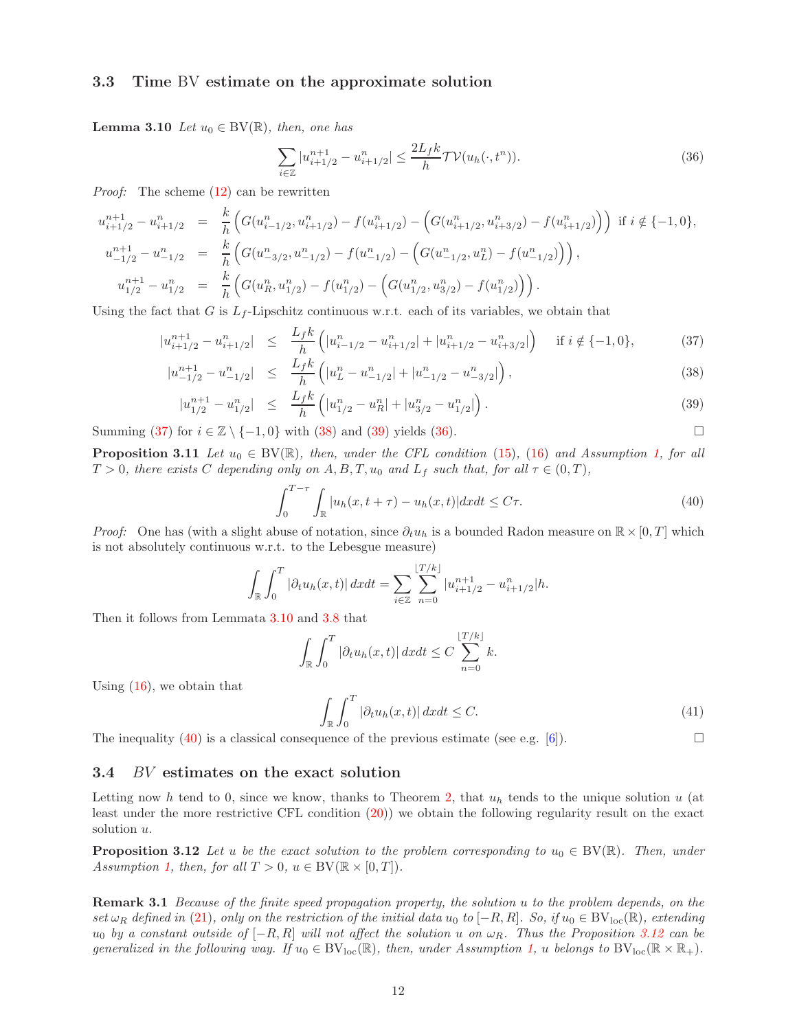### 3.3 Time BV estimate on the approximate solution

**Lemma 3.10** *Let $u_0 \in \mathrm{BV}(\mathbb{R})$, then, one has*

$$\sum_{i\in\mathbb{Z}} |u^{n+1}_{i+1/2} - u^n_{i+1/2}| \leq \frac{2L_f k}{h} \mathcal{TV}(u_h(\cdot, t^n)). \tag{36}$$

*Proof:* The scheme (12) can be rewritten

$$\begin{aligned}
u^{n+1}_{i+1/2} - u^n_{i+1/2} &= \frac{k}{h}\left(G(u^n_{i-1/2}, u^n_{i+1/2}) - f(u^n_{i+1/2}) - \left(G(u^n_{i+1/2}, u^n_{i+3/2}) - f(u^n_{i+1/2})\right)\right) \text{ if } i \notin \{-1, 0\},\\
u^{n+1}_{-1/2} - u^n_{-1/2} &= \frac{k}{h}\left(G(u^n_{-3/2}, u^n_{-1/2}) - f(u^n_{-1/2}) - \left(G(u^n_{-1/2}, u^n_L) - f(u^n_{-1/2})\right)\right),\\
u^{n+1}_{1/2} - u^n_{1/2} &= \frac{k}{h}\left(G(u^n_R, u^n_{1/2}) - f(u^n_{1/2}) - \left(G(u^n_{1/2}, u^n_{3/2}) - f(u^n_{1/2})\right)\right).
\end{aligned}$$

Using the fact that $G$ is $L_f$-Lipschitz continuous w.r.t. each of its variables, we obtain that

$$|u^{n+1}_{i+1/2} - u^n_{i+1/2}| \leq \frac{L_f k}{h}\left(|u^n_{i-1/2} - u^n_{i+1/2}| + |u^n_{i+1/2} - u^n_{i+3/2}|\right) \quad \text{if } i \notin \{-1, 0\}, \tag{37}$$

$$|u^{n+1}_{-1/2} - u^n_{-1/2}| \leq \frac{L_f k}{h}\left(|u^n_L - u^n_{-1/2}| + |u^n_{-1/2} - u^n_{-3/2}|\right), \tag{38}$$

$$|u^{n+1}_{1/2} - u^n_{1/2}| \leq \frac{L_f k}{h}\left(|u^n_{1/2} - u^n_R| + |u^n_{3/2} - u^n_{1/2}|\right). \tag{39}$$

Summing (37) for $i \in \mathbb{Z} \setminus \{-1, 0\}$ with (38) and (39) yields (36). □

**Proposition 3.11** *Let $u_0 \in \mathrm{BV}(\mathbb{R})$, then, under the CFL condition (15), (16) and Assumption 1, for all $T > 0$, there exists $C$ depending only on $A, B, T, u_0$ and $L_f$ such that, for all $\tau \in (0, T)$,*

$$\int_0^{T-\tau} \int_{\mathbb{R}} |u_h(x, t+\tau) - u_h(x, t)| dx dt \leq C\tau. \tag{40}$$

*Proof:* One has (with a slight abuse of notation, since $\partial_t u_h$ is a bounded Radon measure on $\mathbb{R} \times [0, T]$ which is not absolutely continuous w.r.t. to the Lebesgue measure)

$$\int_{\mathbb{R}} \int_0^T |\partial_t u_h(x, t)|\, dx dt = \sum_{i\in\mathbb{Z}} \sum_{n=0}^{\lfloor T/k \rfloor} |u^{n+1}_{i+1/2} - u^n_{i+1/2}| h.$$

Then it follows from Lemmata 3.10 and 3.8 that

$$\int_{\mathbb{R}} \int_0^T |\partial_t u_h(x, t)|\, dx dt \leq C \sum_{n=0}^{\lfloor T/k \rfloor} k.$$

Using (16), we obtain that

$$\int_{\mathbb{R}} \int_0^T |\partial_t u_h(x, t)|\, dx dt \leq C. \tag{41}$$

The inequality (40) is a classical consequence of the previous estimate (see e.g. [6]). □

### 3.4 *BV* estimates on the exact solution

Letting now $h$ tend to 0, since we know, thanks to Theorem 2, that $u_h$ tends to the unique solution $u$ (at least under the more restrictive CFL condition (20)) we obtain the following regularity result on the exact solution $u$.

**Proposition 3.12** *Let $u$ be the exact solution to the problem corresponding to $u_0 \in \mathrm{BV}(\mathbb{R})$. Then, under Assumption 1, then, for all $T > 0$, $u \in \mathrm{BV}(\mathbb{R} \times [0, T])$.*

**Remark 3.1** *Because of the finite speed propagation property, the solution $u$ to the problem depends, on the set $\omega_R$ defined in (21), only on the restriction of the initial data $u_0$ to $[-R, R]$. So, if $u_0 \in \mathrm{BV}_{\mathrm{loc}}(\mathbb{R})$, extending $u_0$ by a constant outside of $[-R, R]$ will not affect the solution $u$ on $\omega_R$. Thus the Proposition 3.12 can be generalized in the following way. If $u_0 \in \mathrm{BV}_{\mathrm{loc}}(\mathbb{R})$, then, under Assumption 1, $u$ belongs to $\mathrm{BV}_{\mathrm{loc}}(\mathbb{R} \times \mathbb{R}_+)$.*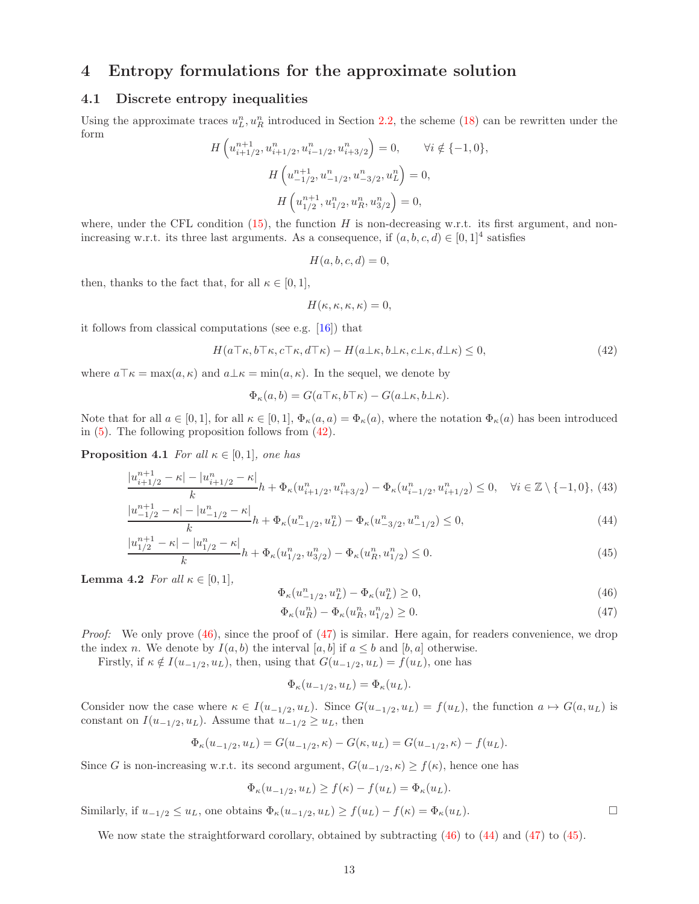# 4 Entropy formulations for the approximate solution

## 4.1 Discrete entropy inequalities

Using the approximate traces $u_L^n, u_R^n$ introduced in Section 2.2, the scheme (18) can be rewritten under the form

$$H\left(u_{i+1/2}^{n+1}, u_{i+1/2}^n, u_{i-1/2}^n, u_{i+3/2}^n\right) = 0, \qquad \forall i \notin \{-1, 0\},$$

$$H\left(u_{-1/2}^{n+1}, u_{-1/2}^n, u_{-3/2}^n, u_L^n\right) = 0,$$

$$H\left(u_{1/2}^{n+1}, u_{1/2}^n, u_R^n, u_{3/2}^n\right) = 0,$$

where, under the CFL condition (15), the function $H$ is non-decreasing w.r.t. its first argument, and non-increasing w.r.t. its three last arguments. As a consequence, if $(a, b, c, d) \in [0, 1]^4$ satisfies

$$H(a, b, c, d) = 0,$$

then, thanks to the fact that, for all $\kappa \in [0, 1]$,

$$H(\kappa, \kappa, \kappa, \kappa) = 0,$$

it follows from classical computations (see e.g. [16]) that

$$H(a\top\kappa, b\top\kappa, c\top\kappa, d\top\kappa) - H(a\bot\kappa, b\bot\kappa, c\bot\kappa, d\bot\kappa) \leq 0, \tag{42}$$

where $a\top\kappa = \max(a, \kappa)$ and $a\bot\kappa = \min(a, \kappa)$. In the sequel, we denote by

$$\Phi_\kappa(a, b) = G(a\top\kappa, b\top\kappa) - G(a\bot\kappa, b\bot\kappa).$$

Note that for all $a \in [0, 1]$, for all $\kappa \in [0, 1]$, $\Phi_\kappa(a, a) = \Phi_\kappa(a)$, where the notation $\Phi_\kappa(a)$ has been introduced in (5). The following proposition follows from (42).

**Proposition 4.1** *For all $\kappa \in [0, 1]$, one has*

$$\frac{|u_{i+1/2}^{n+1} - \kappa| - |u_{i+1/2}^n - \kappa|}{k} h + \Phi_\kappa(u_{i+1/2}^n, u_{i+3/2}^n) - \Phi_\kappa(u_{i-1/2}^n, u_{i+1/2}^n) \leq 0, \quad \forall i \in \mathbb{Z} \setminus \{-1, 0\}, \tag{43}$$

$$\frac{|u_{-1/2}^{n+1} - \kappa| - |u_{-1/2}^n - \kappa|}{k} h + \Phi_\kappa(u_{-1/2}^n, u_L^n) - \Phi_\kappa(u_{-3/2}^n, u_{-1/2}^n) \leq 0, \tag{44}$$

$$\frac{|u_{1/2}^{n+1} - \kappa| - |u_{1/2}^n - \kappa|}{k} h + \Phi_\kappa(u_{1/2}^n, u_{3/2}^n) - \Phi_\kappa(u_R^n, u_{1/2}^n) \leq 0. \tag{45}$$

**Lemma 4.2** *For all $\kappa \in [0, 1]$,*

$$\Phi_\kappa(u_{-1/2}^n, u_L^n) - \Phi_\kappa(u_L^n) \geq 0, \tag{46}$$

$$\Phi_\kappa(u_R^n) - \Phi_\kappa(u_R^n, u_{1/2}^n) \geq 0. \tag{47}$$

*Proof:* We only prove (46), since the proof of (47) is similar. Here again, for readers convenience, we drop the index $n$. We denote by $I(a, b)$ the interval $[a, b]$ if $a \leq b$ and $[b, a]$ otherwise.

Firstly, if $\kappa \notin I(u_{-1/2}, u_L)$, then, using that $G(u_{-1/2}, u_L) = f(u_L)$, one has

$$\Phi_\kappa(u_{-1/2}, u_L) = \Phi_\kappa(u_L).$$

Consider now the case where $\kappa \in I(u_{-1/2}, u_L)$. Since $G(u_{-1/2}, u_L) = f(u_L)$, the function $a \mapsto G(a, u_L)$ is constant on $I(u_{-1/2}, u_L)$. Assume that $u_{-1/2} \geq u_L$, then

$$\Phi_\kappa(u_{-1/2}, u_L) = G(u_{-1/2}, \kappa) - G(\kappa, u_L) = G(u_{-1/2}, \kappa) - f(u_L).$$

Since $G$ is non-increasing w.r.t. its second argument, $G(u_{-1/2}, \kappa) \geq f(\kappa)$, hence one has

$$\Phi_\kappa(u_{-1/2}, u_L) \geq f(\kappa) - f(u_L) = \Phi_\kappa(u_L).$$

Similarly, if $u_{-1/2} \leq u_L$, one obtains $\Phi_\kappa(u_{-1/2}, u_L) \geq f(u_L) - f(\kappa) = \Phi_\kappa(u_L)$. $\square$

We now state the straightforward corollary, obtained by subtracting (46) to (44) and (47) to (45).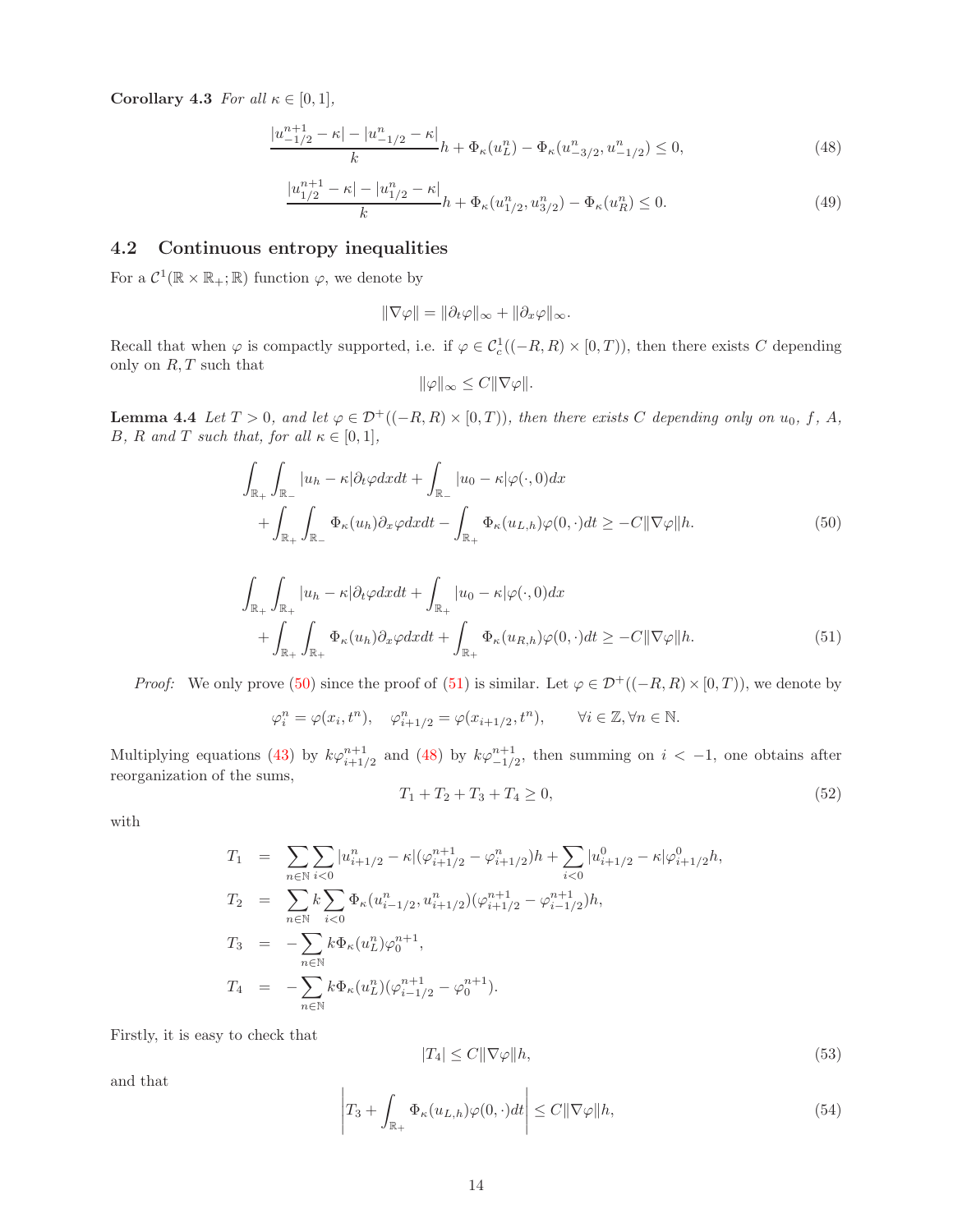**Corollary 4.3** *For all $\kappa \in [0,1]$,*

$$\frac{|u_{-1/2}^{n+1} - \kappa| - |u_{-1/2}^{n} - \kappa|}{k} h + \Phi_\kappa(u_L^n) - \Phi_\kappa(u_{-3/2}^n, u_{-1/2}^n) \le 0, \tag{48}$$

$$\frac{|u_{1/2}^{n+1} - \kappa| - |u_{1/2}^{n} - \kappa|}{k} h + \Phi_\kappa(u_{1/2}^n, u_{3/2}^n) - \Phi_\kappa(u_R^n) \le 0. \tag{49}$$

## 4.2 Continuous entropy inequalities

For a $\mathcal{C}^1(\mathbb{R} \times \mathbb{R}_+; \mathbb{R})$ function $\varphi$, we denote by

$$\|\nabla\varphi\| = \|\partial_t \varphi\|_\infty + \|\partial_x \varphi\|_\infty.$$

Recall that when $\varphi$ is compactly supported, i.e. if $\varphi \in \mathcal{C}_c^1((-R,R)\times[0,T))$, then there exists $C$ depending only on $R, T$ such that

$$\|\varphi\|_\infty \le C\|\nabla\varphi\|.$$

**Lemma 4.4** *Let $T > 0$, and let $\varphi \in \mathcal{D}^+((-R,R)\times[0,T))$, then there exists $C$ depending only on $u_0$, $f$, $A$, $B$, $R$ and $T$ such that, for all $\kappa \in [0,1]$,*

$$\begin{aligned} &\int_{\mathbb{R}_+}\int_{\mathbb{R}_-} |u_h - \kappa| \partial_t \varphi dx dt + \int_{\mathbb{R}_-} |u_0 - \kappa| \varphi(\cdot, 0) dx \\ &+ \int_{\mathbb{R}_+}\int_{\mathbb{R}_-} \Phi_\kappa(u_h) \partial_x \varphi dx dt - \int_{\mathbb{R}_+} \Phi_\kappa(u_{L,h}) \varphi(0,\cdot) dt \ge -C\|\nabla\varphi\| h. \end{aligned} \tag{50}$$

$$\begin{aligned} &\int_{\mathbb{R}_+}\int_{\mathbb{R}_+} |u_h - \kappa| \partial_t \varphi dx dt + \int_{\mathbb{R}_+} |u_0 - \kappa| \varphi(\cdot, 0) dx \\ &+ \int_{\mathbb{R}_+}\int_{\mathbb{R}_+} \Phi_\kappa(u_h) \partial_x \varphi dx dt + \int_{\mathbb{R}_+} \Phi_\kappa(u_{R,h}) \varphi(0,\cdot) dt \ge -C\|\nabla\varphi\| h. \end{aligned} \tag{51}$$

*Proof:* We only prove (50) since the proof of (51) is similar. Let $\varphi \in \mathcal{D}^+((-R,R)\times[0,T))$, we denote by

$$\varphi_i^n = \varphi(x_i, t^n), \quad \varphi_{i+1/2}^n = \varphi(x_{i+1/2}, t^n), \qquad \forall i \in \mathbb{Z}, \forall n \in \mathbb{N}.$$

Multiplying equations (43) by $k\varphi_{i+1/2}^{n+1}$ and (48) by $k\varphi_{-1/2}^{n+1}$, then summing on $i < -1$, one obtains after reorganization of the sums,

$$T_1 + T_2 + T_3 + T_4 \ge 0, \tag{52}$$

with

$$\begin{aligned} T_1 &= \sum_{n\in\mathbb{N}} \sum_{i<0} |u_{i+1/2}^n - \kappa| (\varphi_{i+1/2}^{n+1} - \varphi_{i+1/2}^n) h + \sum_{i<0} |u_{i+1/2}^0 - \kappa| \varphi_{i+1/2}^0 h, \\ T_2 &= \sum_{n\in\mathbb{N}} k \sum_{i<0} \Phi_\kappa(u_{i-1/2}^n, u_{i+1/2}^n)(\varphi_{i+1/2}^{n+1} - \varphi_{i-1/2}^{n+1}) h, \\ T_3 &= -\sum_{n\in\mathbb{N}} k \Phi_\kappa(u_L^n) \varphi_0^{n+1}, \\ T_4 &= -\sum_{n\in\mathbb{N}} k \Phi_\kappa(u_L^n)(\varphi_{i-1/2}^{n+1} - \varphi_0^{n+1}). \end{aligned}$$

Firstly, it is easy to check that

$$|T_4| \le C\|\nabla\varphi\| h, \tag{53}$$

and that

$$\left| T_3 + \int_{\mathbb{R}_+} \Phi_\kappa(u_{L,h}) \varphi(0,\cdot) dt \right| \le C\|\nabla\varphi\| h, \tag{54}$$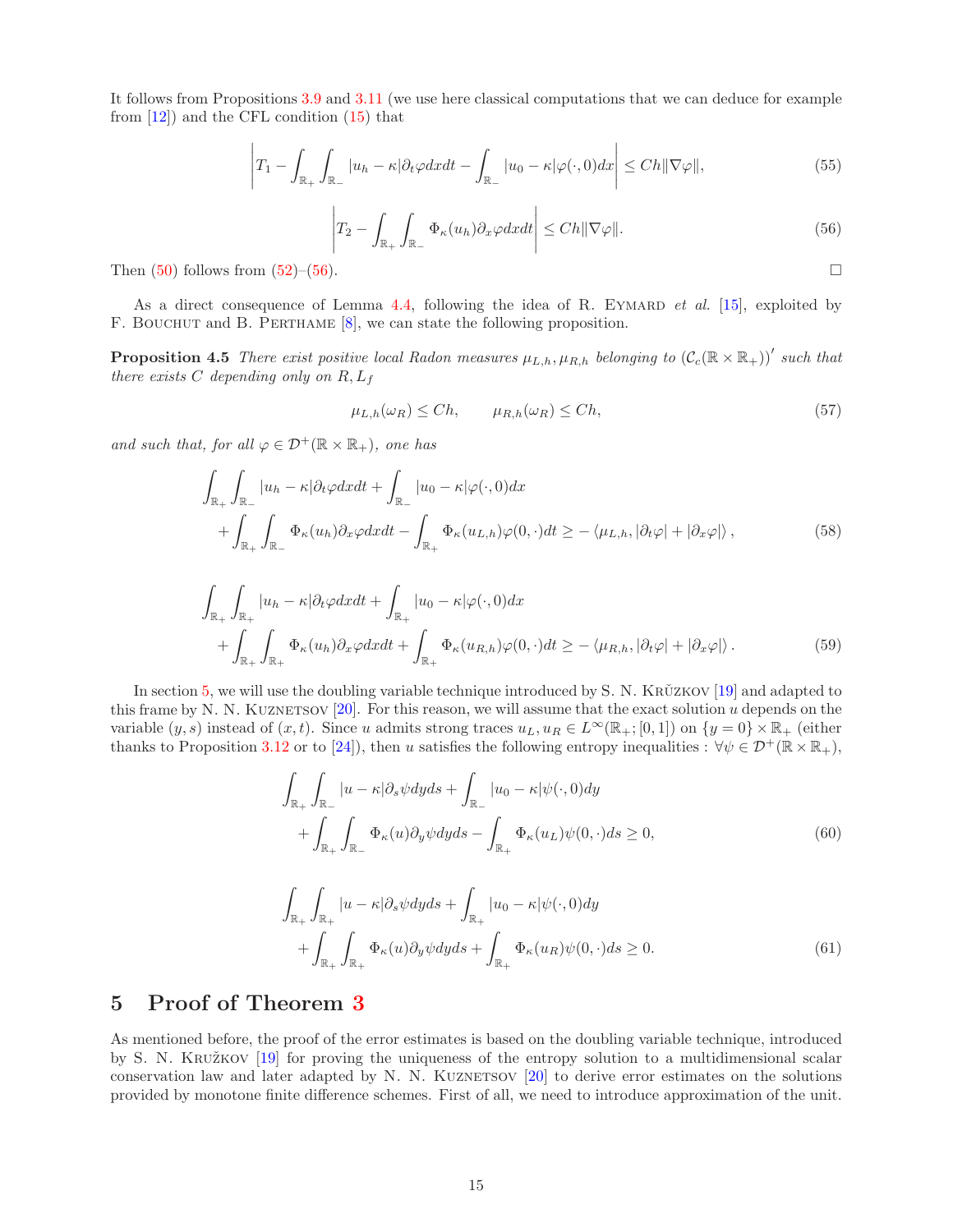It follows from Propositions 3.9 and 3.11 (we use here classical computations that we can deduce for example from [12]) and the CFL condition (15) that

$$\left| T_1 - \int_{\mathbb{R}_+}\int_{\mathbb{R}_-} |u_h-\kappa|\partial_t\varphi dxdt - \int_{\mathbb{R}_-} |u_0-\kappa|\varphi(\cdot,0)dx \right| \le Ch\|\nabla\varphi\|, \tag{55}$$

$$\left| T_2 - \int_{\mathbb{R}_+}\int_{\mathbb{R}_-} \Phi_\kappa(u_h)\partial_x\varphi dxdt \right| \le Ch\|\nabla\varphi\|. \tag{56}$$

Then (50) follows from (52)–(56). $\square$

As a direct consequence of Lemma 4.4, following the idea of R. Eymard *et al.* [15], exploited by F. Bouchut and B. Perthame [8], we can state the following proposition.

**Proposition 4.5** *There exist positive local Radon measures $\mu_{L,h}, \mu_{R,h}$ belonging to $(\mathcal{C}_c(\mathbb{R}\times\mathbb{R}_+))'$ such that there exists $C$ depending only on $R, L_f$*

$$\mu_{L,h}(\omega_R) \le Ch, \qquad \mu_{R,h}(\omega_R) \le Ch, \tag{57}$$

*and such that, for all $\varphi \in \mathcal{D}^+(\mathbb{R}\times\mathbb{R}_+)$, one has*

$$\begin{aligned}\int_{\mathbb{R}_+}\int_{\mathbb{R}_-} |u_h-\kappa|\partial_t\varphi dxdt + \int_{\mathbb{R}_-} |u_0-\kappa|\varphi(\cdot,0)dx \\ + \int_{\mathbb{R}_+}\int_{\mathbb{R}_-} \Phi_\kappa(u_h)\partial_x\varphi dxdt - \int_{\mathbb{R}_+} \Phi_\kappa(u_{L,h})\varphi(0,\cdot)dt \ge -\left\langle \mu_{L,h}, |\partial_t\varphi| + |\partial_x\varphi| \right\rangle,\end{aligned} \tag{58}$$

$$\begin{aligned}\int_{\mathbb{R}_+}\int_{\mathbb{R}_+} |u_h-\kappa|\partial_t\varphi dxdt + \int_{\mathbb{R}_+} |u_0-\kappa|\varphi(\cdot,0)dx \\ + \int_{\mathbb{R}_+}\int_{\mathbb{R}_+} \Phi_\kappa(u_h)\partial_x\varphi dxdt + \int_{\mathbb{R}_+} \Phi_\kappa(u_{R,h})\varphi(0,\cdot)dt \ge -\left\langle \mu_{R,h}, |\partial_t\varphi| + |\partial_x\varphi| \right\rangle.\end{aligned} \tag{59}$$

In section 5, we will use the doubling variable technique introduced by S. N. Krŭzkov [19] and adapted to this frame by N. N. Kuznetsov [20]. For this reason, we will assume that the exact solution $u$ depends on the variable $(y,s)$ instead of $(x,t)$. Since $u$ admits strong traces $u_L, u_R \in L^\infty(\mathbb{R}_+;[0,1])$ on $\{y=0\}\times\mathbb{R}_+$ (either thanks to Proposition 3.12 or to [24]), then $u$ satisfies the following entropy inequalities : $\forall\psi\in\mathcal{D}^+(\mathbb{R}\times\mathbb{R}_+)$,

$$\begin{aligned}\int_{\mathbb{R}_+}\int_{\mathbb{R}_-} |u-\kappa|\partial_s\psi dyds + \int_{\mathbb{R}_-} |u_0-\kappa|\psi(\cdot,0)dy \\ + \int_{\mathbb{R}_+}\int_{\mathbb{R}_-} \Phi_\kappa(u)\partial_y\psi dyds - \int_{\mathbb{R}_+} \Phi_\kappa(u_L)\psi(0,\cdot)ds \ge 0,\end{aligned} \tag{60}$$

$$\begin{aligned}\int_{\mathbb{R}_+}\int_{\mathbb{R}_+} |u-\kappa|\partial_s\psi dyds + \int_{\mathbb{R}_+} |u_0-\kappa|\psi(\cdot,0)dy \\ + \int_{\mathbb{R}_+}\int_{\mathbb{R}_+} \Phi_\kappa(u)\partial_y\psi dyds + \int_{\mathbb{R}_+} \Phi_\kappa(u_R)\psi(0,\cdot)ds \ge 0.\end{aligned} \tag{61}$$

# 5 Proof of Theorem 3

As mentioned before, the proof of the error estimates is based on the doubling variable technique, introduced by S. N. Kružkov [19] for proving the uniqueness of the entropy solution to a multidimensional scalar conservation law and later adapted by N. N. Kuznetsov [20] to derive error estimates on the solutions provided by monotone finite difference schemes. First of all, we need to introduce approximation of the unit.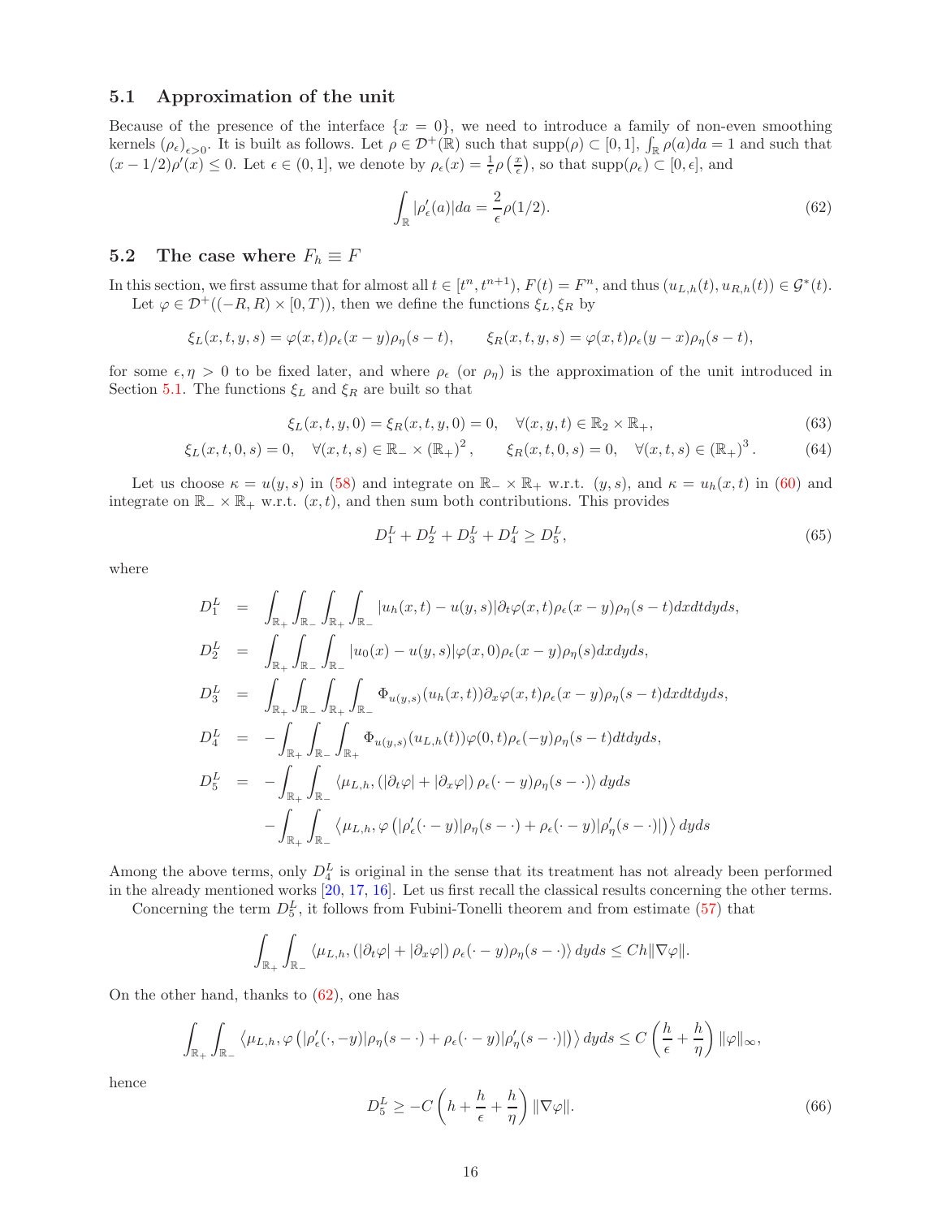### 5.1 Approximation of the unit

Because of the presence of the interface $\{x = 0\}$, we need to introduce a family of non-even smoothing kernels $(\rho_\epsilon)_{\epsilon>0}$. It is built as follows. Let $\rho \in \mathcal{D}^+(\mathbb{R})$ such that $\text{supp}(\rho) \subset [0,1]$, $\int_\mathbb{R} \rho(a)da = 1$ and such that $(x - 1/2)\rho'(x) \le 0$. Let $\epsilon \in (0, 1]$, we denote by $\rho_\epsilon(x) = \frac{1}{\epsilon}\rho\left(\frac{x}{\epsilon}\right)$, so that $\text{supp}(\rho_\epsilon) \subset [0, \epsilon]$, and

$$\int_\mathbb{R} |\rho_\epsilon'(a)|da = \frac{2}{\epsilon}\rho(1/2). \tag{62}$$

### 5.2 The case where $F_h \equiv F$

In this section, we first assume that for almost all $t \in [t^n, t^{n+1})$, $F(t) = F^n$, and thus $(u_{L,h}(t), u_{R,h}(t)) \in \mathcal{G}^*(t)$.

Let $\varphi \in \mathcal{D}^+((-R,R)\times[0,T))$, then we define the functions $\xi_L, \xi_R$ by

$$\xi_L(x,t,y,s) = \varphi(x,t)\rho_\epsilon(x-y)\rho_\eta(s-t), \qquad \xi_R(x,t,y,s) = \varphi(x,t)\rho_\epsilon(y-x)\rho_\eta(s-t),$$

for some $\epsilon, \eta > 0$ to be fixed later, and where $\rho_\epsilon$ (or $\rho_\eta$) is the approximation of the unit introduced in Section 5.1. The functions $\xi_L$ and $\xi_R$ are built so that

$$\xi_L(x,t,y,0) = \xi_R(x,t,y,0) = 0, \quad \forall (x,y,t) \in \mathbb{R}_2 \times \mathbb{R}_+, \tag{63}$$

$$\xi_L(x,t,0,s) = 0, \quad \forall(x,t,s) \in \mathbb{R}_- \times (\mathbb{R}_+)^2, \qquad \xi_R(x,t,0,s) = 0, \quad \forall (x,t,s) \in (\mathbb{R}_+)^3. \tag{64}$$

Let us choose $\kappa = u(y,s)$ in (58) and integrate on $\mathbb{R}_- \times \mathbb{R}_+$ w.r.t. $(y,s)$, and $\kappa = u_h(x,t)$ in (60) and integrate on $\mathbb{R}_- \times \mathbb{R}_+$ w.r.t. $(x,t)$, and then sum both contributions. This provides

$$D_1^L + D_2^L + D_3^L + D_4^L \ge D_5^L, \tag{65}$$

where

$$\begin{aligned}
D_1^L &= \int_{\mathbb{R}_+}\int_{\mathbb{R}_-}\int_{\mathbb{R}_+}\int_{\mathbb{R}_-} |u_h(x,t) - u(y,s)| \partial_t\varphi(x,t)\rho_\epsilon(x-y)\rho_\eta(s-t)dxdtdyds,\\
D_2^L &= \int_{\mathbb{R}_+}\int_{\mathbb{R}_-}\int_{\mathbb{R}_-} |u_0(x) - u(y,s)|\varphi(x,0)\rho_\epsilon(x-y)\rho_\eta(s)dxdyds,\\
D_3^L &= \int_{\mathbb{R}_+}\int_{\mathbb{R}_-}\int_{\mathbb{R}_+}\int_{\mathbb{R}_-} \Phi_{u(y,s)}(u_h(x,t))\partial_x\varphi(x,t)\rho_\epsilon(x-y)\rho_\eta(s-t)dxdtdyds,\\
D_4^L &= -\int_{\mathbb{R}_+}\int_{\mathbb{R}_-}\int_{\mathbb{R}_+} \Phi_{u(y,s)}(u_{L,h}(t))\varphi(0,t)\rho_\epsilon(-y)\rho_\eta(s-t)dtdyds,\\
D_5^L &= -\int_{\mathbb{R}_+}\int_{\mathbb{R}_-} \langle \mu_{L,h}, (|\partial_t\varphi| + |\partial_x\varphi|)\,\rho_\epsilon(\cdot - y)\rho_\eta(s-\cdot)\rangle\, dyds\\
&\quad -\int_{\mathbb{R}_+}\int_{\mathbb{R}_-} \langle \mu_{L,h}, \varphi\left(|\rho_\epsilon'(\cdot - y)|\rho_\eta(s-\cdot) + \rho_\epsilon(\cdot - y)|\rho_\eta'(s-\cdot)|\right)\rangle\, dyds
\end{aligned}$$

Among the above terms, only $D_4^L$ is original in the sense that its treatment has not already been performed in the already mentioned works [20, 17, 16]. Let us first recall the classical results concerning the other terms.

Concerning the term $D_5^L$, it follows from Fubini-Tonelli theorem and from estimate (57) that

$$\int_{\mathbb{R}_+}\int_{\mathbb{R}_-} \langle \mu_{L,h}, (|\partial_t\varphi| + |\partial_x\varphi|)\,\rho_\epsilon(\cdot - y)\rho_\eta(s-\cdot)\rangle\, dyds \le Ch\|\nabla\varphi\|.$$

On the other hand, thanks to (62), one has

$$\int_{\mathbb{R}_+}\int_{\mathbb{R}_-} \langle \mu_{L,h}, \varphi\left(|\rho_\epsilon'(\cdot, -y)|\rho_\eta(s-\cdot) + \rho_\epsilon(\cdot - y)|\rho_\eta'(s-\cdot)|\right)\rangle\, dyds \le C\left(\frac{h}{\epsilon} + \frac{h}{\eta}\right)\|\varphi\|_\infty,$$

hence

$$D_5^L \ge -C\left(h + \frac{h}{\epsilon} + \frac{h}{\eta}\right)\|\nabla\varphi\|. \tag{66}$$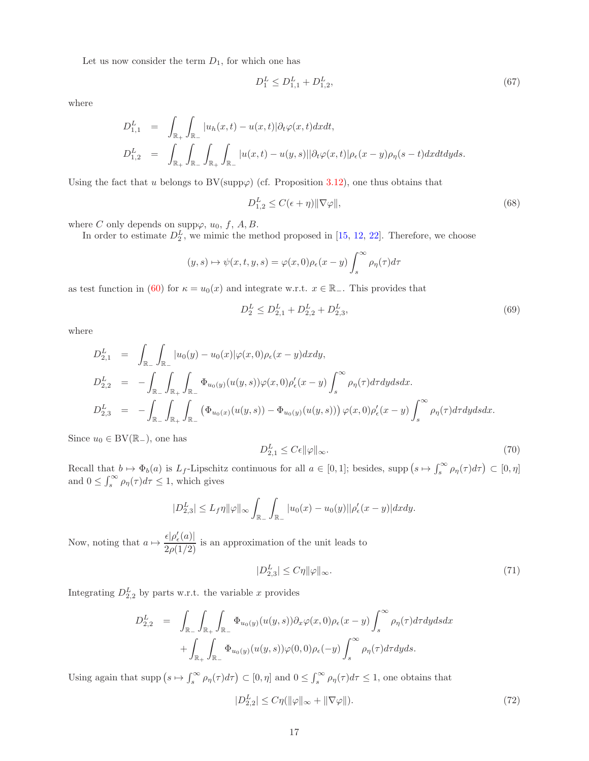Let us now consider the term $D_1$, for which one has

$$D_1^L \leq D_{1,1}^L + D_{1,2}^L, \tag{67}$$

where

$$\begin{aligned}
D_{1,1}^L &= \int_{\mathbb{R}_+}\int_{\mathbb{R}_-} |u_h(x,t) - u(x,t)||\partial_t\varphi(x,t)|dxdt,\\
D_{1,2}^L &= \int_{\mathbb{R}_+}\int_{\mathbb{R}_-}\int_{\mathbb{R}_+}\int_{\mathbb{R}_-} |u(x,t) - u(y,s)||\partial_t\varphi(x,t)|\rho_\epsilon(x-y)\rho_\eta(s-t)dxdtdyds.
\end{aligned}$$

Using the fact that $u$ belongs to $\mathrm{BV}(\mathrm{supp}\varphi)$ (cf. Proposition 3.12), one thus obtains that

$$D_{1,2}^L \leq C(\epsilon + \eta)\|\nabla\varphi\|, \tag{68}$$

where $C$ only depends on $\mathrm{supp}\varphi$, $u_0$, $f$, $A$, $B$.

In order to estimate $D_2^L$, we mimic the method proposed in [15, 12, 22]. Therefore, we choose

$$(y,s) \mapsto \psi(x,t,y,s) = \varphi(x,0)\rho_\epsilon(x-y)\int_s^\infty \rho_\eta(\tau)d\tau$$

as test function in (60) for $\kappa = u_0(x)$ and integrate w.r.t. $x \in \mathbb{R}_-$. This provides that

$$D_2^L \leq D_{2,1}^L + D_{2,2}^L + D_{2,3}^L, \tag{69}$$

where

$$\begin{aligned}
D_{2,1}^L &= \int_{\mathbb{R}_-}\int_{\mathbb{R}_-} |u_0(y) - u_0(x)|\varphi(x,0)\rho_\epsilon(x-y)dxdy,\\
D_{2,2}^L &= -\int_{\mathbb{R}_-}\int_{\mathbb{R}_+}\int_{\mathbb{R}_-} \Phi_{u_0(y)}(u(y,s))\varphi(x,0)\rho'_\epsilon(x-y)\int_s^\infty \rho_\eta(\tau)d\tau dydsdx.\\
D_{2,3}^L &= -\int_{\mathbb{R}_-}\int_{\mathbb{R}_+}\int_{\mathbb{R}_-} \left(\Phi_{u_0(x)}(u(y,s)) - \Phi_{u_0(y)}(u(y,s))\right)\varphi(x,0)\rho'_\epsilon(x-y)\int_s^\infty \rho_\eta(\tau)d\tau dydsdx.
\end{aligned}$$

Since $u_0 \in \mathrm{BV}(\mathbb{R}_-)$, one has

$$D_{2,1}^L \leq C\epsilon\|\varphi\|_\infty. \tag{70}$$

Recall that $b \mapsto \Phi_b(a)$ is $L_f$-Lipschitz continuous for all $a \in [0,1]$; besides, $\mathrm{supp}\left(s \mapsto \int_s^\infty \rho_\eta(\tau)d\tau\right) \subset [0,\eta]$ and $0 \leq \int_s^\infty \rho_\eta(\tau)d\tau \leq 1$, which gives

$$|D_{2,3}^L| \leq L_f\eta\|\varphi\|_\infty \int_{\mathbb{R}_-}\int_{\mathbb{R}_-} |u_0(x) - u_0(y)||\rho'_\epsilon(x-y)|dxdy.$$

Now, noting that $a \mapsto \dfrac{\epsilon|\rho'_\epsilon(a)|}{2\rho(1/2)}$ is an approximation of the unit leads to

$$|D_{2,3}^L| \leq C\eta\|\varphi\|_\infty. \tag{71}$$

Integrating $D_{2,2}^L$ by parts w.r.t. the variable $x$ provides

$$\begin{aligned}
D_{2,2}^L &= \int_{\mathbb{R}_-}\int_{\mathbb{R}_+}\int_{\mathbb{R}_-} \Phi_{u_0(y)}(u(y,s))\partial_x\varphi(x,0)\rho_\epsilon(x-y)\int_s^\infty \rho_\eta(\tau)d\tau dydsdx\\
&\quad + \int_{\mathbb{R}_+}\int_{\mathbb{R}_-} \Phi_{u_0(y)}(u(y,s))\varphi(0,0)\rho_\epsilon(-y)\int_s^\infty \rho_\eta(\tau)d\tau dyds.
\end{aligned}$$

Using again that $\mathrm{supp}\left(s \mapsto \int_s^\infty \rho_\eta(\tau)d\tau\right) \subset [0,\eta]$ and $0 \leq \int_s^\infty \rho_\eta(\tau)d\tau \leq 1$, one obtains that

$$|D_{2,2}^L| \leq C\eta(\|\varphi\|_\infty + \|\nabla\varphi\|). \tag{72}$$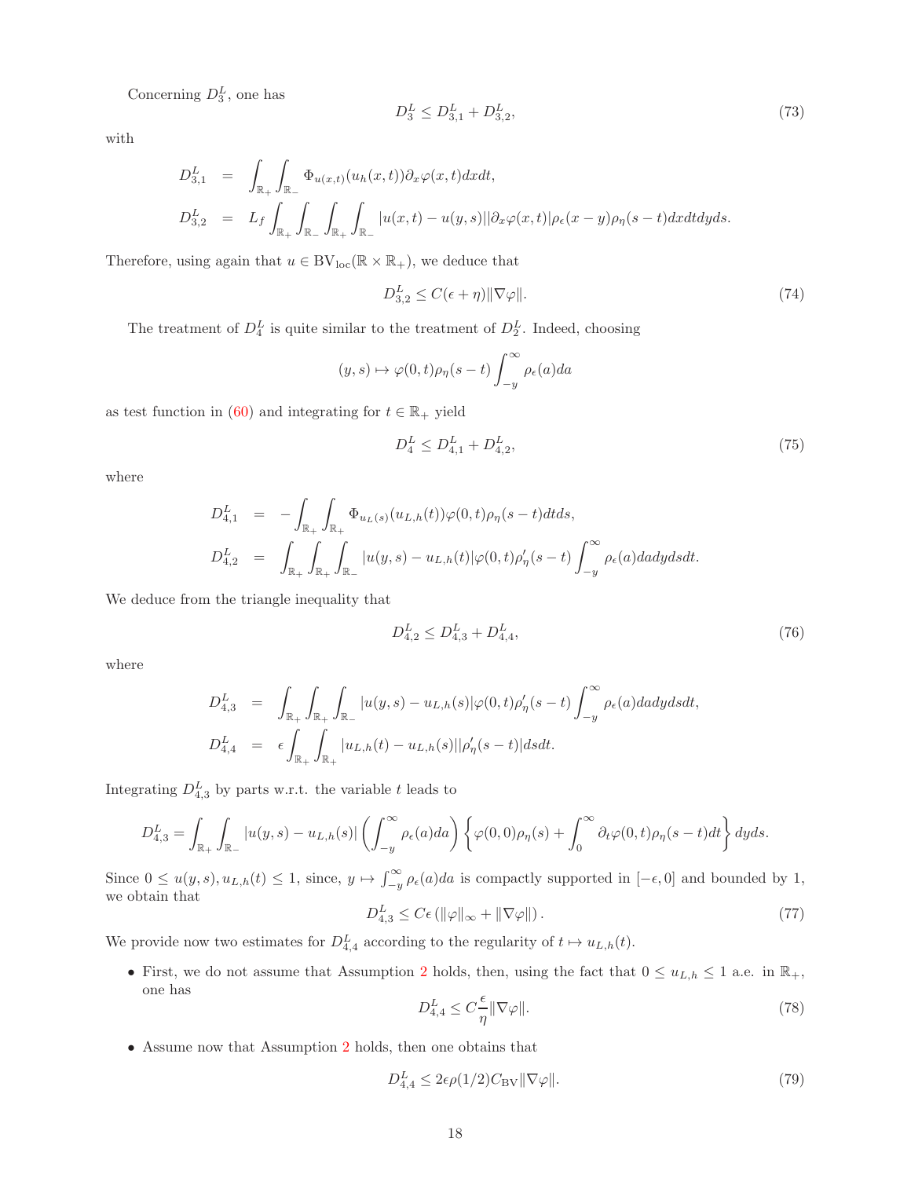Concerning $D_3^L$, one has

$$D_3^L \leq D_{3,1}^L + D_{3,2}^L, \tag{73}$$

with

$$\begin{aligned} D_{3,1}^L &= \int_{\mathbb{R}_+}\int_{\mathbb{R}_-} \Phi_{u(x,t)}(u_h(x,t))\partial_x\varphi(x,t)dxdt, \\ D_{3,2}^L &= L_f \int_{\mathbb{R}_+}\int_{\mathbb{R}_-}\int_{\mathbb{R}_+}\int_{\mathbb{R}_-} |u(x,t)-u(y,s)||\partial_x\varphi(x,t)|\rho_\epsilon(x-y)\rho_\eta(s-t)dxdtdyds. \end{aligned}$$

Therefore, using again that $u \in \mathrm{BV}_{\mathrm{loc}}(\mathbb{R}\times\mathbb{R}_+)$, we deduce that

$$D_{3,2}^L \leq C(\epsilon+\eta)\|\nabla\varphi\|. \tag{74}$$

The treatment of $D_4^L$ is quite similar to the treatment of $D_2^L$. Indeed, choosing

$$(y,s) \mapsto \varphi(0,t)\rho_\eta(s-t)\int_{-y}^{\infty}\rho_\epsilon(a)da$$

as test function in (60) and integrating for $t \in \mathbb{R}_+$ yield

$$D_4^L \leq D_{4,1}^L + D_{4,2}^L, \tag{75}$$

where

$$\begin{aligned} D_{4,1}^L &= -\int_{\mathbb{R}_+}\int_{\mathbb{R}_+} \Phi_{u_L(s)}(u_{L,h}(t))\varphi(0,t)\rho_\eta(s-t)dtds, \\ D_{4,2}^L &= \int_{\mathbb{R}_+}\int_{\mathbb{R}_+}\int_{\mathbb{R}_-} |u(y,s)-u_{L,h}(t)|\varphi(0,t)\rho_\eta'(s-t)\int_{-y}^{\infty}\rho_\epsilon(a)dadydsdt. \end{aligned}$$

We deduce from the triangle inequality that

$$D_{4,2}^L \leq D_{4,3}^L + D_{4,4}^L, \tag{76}$$

where

$$\begin{aligned} D_{4,3}^L &= \int_{\mathbb{R}_+}\int_{\mathbb{R}_+}\int_{\mathbb{R}_-} |u(y,s)-u_{L,h}(s)|\varphi(0,t)\rho_\eta'(s-t)\int_{-y}^{\infty}\rho_\epsilon(a)dadydsdt, \\ D_{4,4}^L &= \epsilon\int_{\mathbb{R}_+}\int_{\mathbb{R}_+} |u_{L,h}(t)-u_{L,h}(s)||\rho_\eta'(s-t)|dsdt. \end{aligned}$$

Integrating $D_{4,3}^L$ by parts w.r.t. the variable $t$ leads to

$$D_{4,3}^L = \int_{\mathbb{R}_+}\int_{\mathbb{R}_-} |u(y,s)-u_{L,h}(s)|\left(\int_{-y}^{\infty}\rho_\epsilon(a)da\right)\left\{\varphi(0,0)\rho_\eta(s)+\int_0^\infty \partial_t\varphi(0,t)\rho_\eta(s-t)dt\right\}dyds.$$

Since $0 \leq u(y,s), u_{L,h}(t) \leq 1$, since, $y \mapsto \int_{-y}^{\infty}\rho_\epsilon(a)da$ is compactly supported in $[-\epsilon,0]$ and bounded by 1, we obtain that

$$D_{4,3}^L \leq C\epsilon\left(\|\varphi\|_\infty + \|\nabla\varphi\|\right). \tag{77}$$

We provide now two estimates for $D_{4,4}^L$ according to the regularity of $t \mapsto u_{L,h}(t)$.

- First, we do not assume that Assumption 2 holds, then, using the fact that $0 \leq u_{L,h} \leq 1$ a.e. in $\mathbb{R}_+$, one has
$$D_{4,4}^L \leq C\frac{\epsilon}{\eta}\|\nabla\varphi\|. \tag{78}$$
- Assume now that Assumption 2 holds, then one obtains that
$$D_{4,4}^L \leq 2\epsilon\rho(1/2)C_{\mathrm{BV}}\|\nabla\varphi\|. \tag{79}$$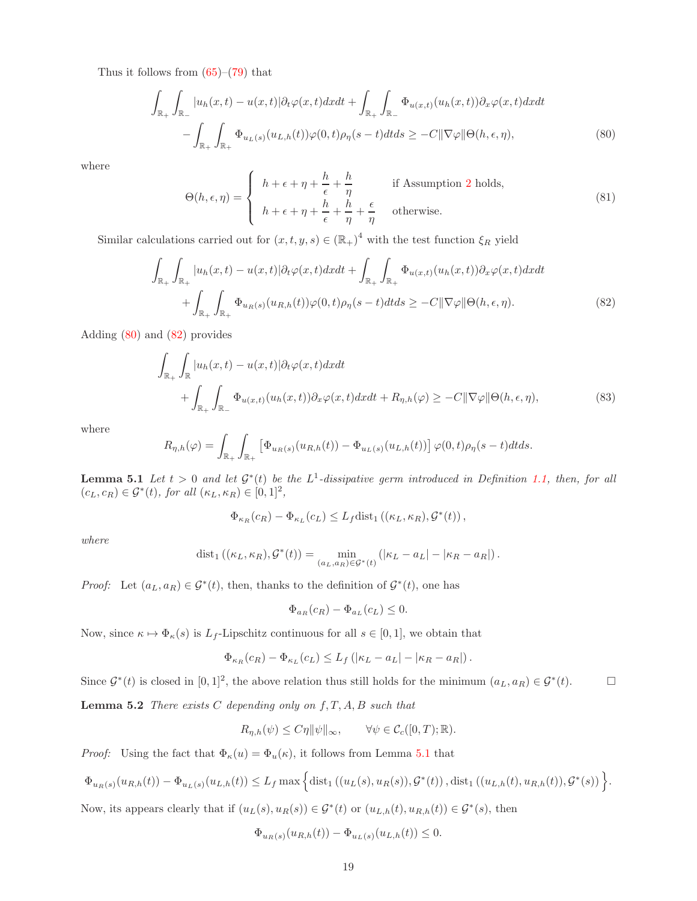Thus it follows from (65)–(79) that

$$\int_{\mathbb{R}_+}\int_{\mathbb{R}_-} |u_h(x,t)-u(x,t)|\partial_t\varphi(x,t)dxdt + \int_{\mathbb{R}_+}\int_{\mathbb{R}_-} \Phi_{u(x,t)}(u_h(x,t))\partial_x\varphi(x,t)dxdt$$
$$- \int_{\mathbb{R}_+}\int_{\mathbb{R}_+} \Phi_{u_L(s)}(u_{L,h}(t))\varphi(0,t)\rho_\eta(s-t)dtds \geq -C\|\nabla\varphi\|\Theta(h,\epsilon,\eta), \tag{80}$$

where

$$\Theta(h,\epsilon,\eta) = \begin{cases} h+\epsilon+\eta+\dfrac{h}{\epsilon}+\dfrac{h}{\eta} & \text{if Assumption 2 holds,} \\ h+\epsilon+\eta+\dfrac{h}{\epsilon}+\dfrac{h}{\eta}+\dfrac{\epsilon}{\eta} & \text{otherwise.} \end{cases} \tag{81}$$

Similar calculations carried out for $(x,t,y,s)\in(\mathbb{R}_+)^4$ with the test function $\xi_R$ yield

$$\int_{\mathbb{R}_+}\int_{\mathbb{R}_+} |u_h(x,t)-u(x,t)|\partial_t\varphi(x,t)dxdt + \int_{\mathbb{R}_+}\int_{\mathbb{R}_+} \Phi_{u(x,t)}(u_h(x,t))\partial_x\varphi(x,t)dxdt$$
$$+ \int_{\mathbb{R}_+}\int_{\mathbb{R}_+} \Phi_{u_R(s)}(u_{R,h}(t))\varphi(0,t)\rho_\eta(s-t)dtds \geq -C\|\nabla\varphi\|\Theta(h,\epsilon,\eta). \tag{82}$$

Adding (80) and (82) provides

$$\int_{\mathbb{R}_+}\int_{\mathbb{R}} |u_h(x,t)-u(x,t)|\partial_t\varphi(x,t)dxdt$$
$$+ \int_{\mathbb{R}_+}\int_{\mathbb{R}_-} \Phi_{u(x,t)}(u_h(x,t))\partial_x\varphi(x,t)dxdt + R_{\eta,h}(\varphi) \geq -C\|\nabla\varphi\|\Theta(h,\epsilon,\eta), \tag{83}$$

where

$$R_{\eta,h}(\varphi) = \int_{\mathbb{R}_+}\int_{\mathbb{R}_+} \left[\Phi_{u_R(s)}(u_{R,h}(t)) - \Phi_{u_L(s)}(u_{L,h}(t))\right]\varphi(0,t)\rho_\eta(s-t)dtds.$$

**Lemma 5.1** *Let $t>0$ and let $\mathcal{G}^*(t)$ be the $L^1$-dissipative germ introduced in Definition 1.1, then, for all $(c_L,c_R)\in\mathcal{G}^*(t)$, for all $(\kappa_L,\kappa_R)\in[0,1]^2$,*

$$\Phi_{\kappa_R}(c_R) - \Phi_{\kappa_L}(c_L) \leq L_f \operatorname{dist}_1\left((\kappa_L,\kappa_R),\mathcal{G}^*(t)\right),$$

*where*

$$\operatorname{dist}_1\left((\kappa_L,\kappa_R),\mathcal{G}^*(t)\right) = \min_{(a_L,a_R)\in\mathcal{G}^*(t)} \left(|\kappa_L-a_L| - |\kappa_R-a_R|\right).$$

*Proof:* Let $(a_L,a_R)\in\mathcal{G}^*(t)$, then, thanks to the definition of $\mathcal{G}^*(t)$, one has

$$\Phi_{a_R}(c_R) - \Phi_{a_L}(c_L) \leq 0.$$

Now, since $\kappa\mapsto\Phi_\kappa(s)$ is $L_f$-Lipschitz continuous for all $s\in[0,1]$, we obtain that

$$\Phi_{\kappa_R}(c_R) - \Phi_{\kappa_L}(c_L) \leq L_f\left(|\kappa_L-a_L| - |\kappa_R-a_R|\right).$$

Since $\mathcal{G}^*(t)$ is closed in $[0,1]^2$, the above relation thus still holds for the minimum $(a_L,a_R)\in\mathcal{G}^*(t)$. □

**Lemma 5.2** *There exists $C$ depending only on $f,T,A,B$ such that*

$$R_{\eta,h}(\psi) \leq C\eta\|\psi\|_\infty, \qquad \forall\psi\in\mathcal{C}_c([0,T);\mathbb{R}).$$

*Proof:* Using the fact that $\Phi_\kappa(u) = \Phi_u(\kappa)$, it follows from Lemma 5.1 that

$$\Phi_{u_R(s)}(u_{R,h}(t)) - \Phi_{u_L(s)}(u_{L,h}(t)) \leq L_f \max\Big\{\operatorname{dist}_1\left((u_L(s),u_R(s)),\mathcal{G}^*(t)\right), \operatorname{dist}_1\left((u_{L,h}(t),u_{R,h}(t)),\mathcal{G}^*(s)\right)\Big\}.$$

Now, its appears clearly that if $(u_L(s),u_R(s))\in\mathcal{G}^*(t)$ or $(u_{L,h}(t),u_{R,h}(t))\in\mathcal{G}^*(s)$, then

$$\Phi_{u_R(s)}(u_{R,h}(t)) - \Phi_{u_L(s)}(u_{L,h}(t)) \leq 0.$$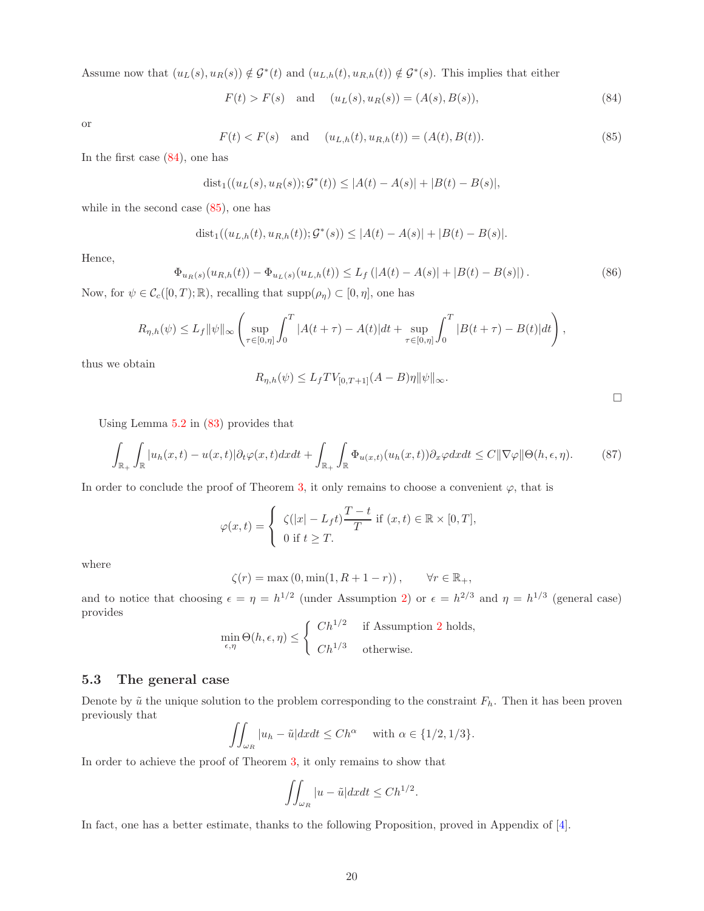Assume now that $(u_L(s), u_R(s)) \notin \mathcal{G}^*(t)$ and $(u_{L,h}(t), u_{R,h}(t)) \notin \mathcal{G}^*(s)$. This implies that either

$$F(t) > F(s) \quad \text{and} \quad (u_L(s), u_R(s)) = (A(s), B(s)), \tag{84}$$

or

$$F(t) < F(s) \quad \text{and} \quad (u_{L,h}(t), u_{R,h}(t)) = (A(t), B(t)). \tag{85}$$

In the first case (84), one has

$$\text{dist}_1((u_L(s), u_R(s)); \mathcal{G}^*(t)) \le |A(t) - A(s)| + |B(t) - B(s)|,$$

while in the second case (85), one has

$$\text{dist}_1((u_{L,h}(t), u_{R,h}(t)); \mathcal{G}^*(s)) \le |A(t) - A(s)| + |B(t) - B(s)|.$$

Hence,

$$\Phi_{u_R(s)}(u_{R,h}(t)) - \Phi_{u_L(s)}(u_{L,h}(t)) \le L_f \left(|A(t) - A(s)| + |B(t) - B(s)|\right). \tag{86}$$

Now, for $\psi \in \mathcal{C}_c([0,T);\mathbb{R})$, recalling that $\text{supp}(\rho_\eta) \subset [0,\eta]$, one has

$$R_{\eta,h}(\psi) \le L_f \|\psi\|_\infty \left( \sup_{\tau \in [0,\eta]} \int_0^T |A(t+\tau) - A(t)| dt + \sup_{\tau \in [0,\eta]} \int_0^T |B(t+\tau) - B(t)| dt \right),$$

thus we obtain

$$R_{\eta,h}(\psi) \le L_f TV_{[0,T+1]}(A - B)\eta \|\psi\|_\infty.$$

□

Using Lemma 5.2 in (83) provides that

$$\int_{\mathbb{R}_+} \int_{\mathbb{R}} |u_h(x,t) - u(x,t)| \partial_t \varphi(x,t) dx dt + \int_{\mathbb{R}_+} \int_{\mathbb{R}} \Phi_{u(x,t)}(u_h(x,t)) \partial_x \varphi dx dt \le C \|\nabla \varphi\| \Theta(h, \epsilon, \eta). \tag{87}$$

In order to conclude the proof of Theorem 3, it only remains to choose a convenient $\varphi$, that is

$$\varphi(x,t) = \begin{cases} \zeta(|x| - L_f t)\dfrac{T-t}{T} \text{ if } (x,t) \in \mathbb{R} \times [0,T], \\ 0 \text{ if } t \ge T. \end{cases}$$

where

$$\zeta(r) = \max\left(0, \min(1, R + 1 - r)\right), \qquad \forall r \in \mathbb{R}_+,$$

and to notice that choosing $\epsilon = \eta = h^{1/2}$ (under Assumption 2) or $\epsilon = h^{2/3}$ and $\eta = h^{1/3}$ (general case) provides

$$\min_{\epsilon,\eta} \Theta(h, \epsilon, \eta) \le \begin{cases} Ch^{1/2} & \text{if Assumption 2 holds,} \\ Ch^{1/3} & \text{otherwise.} \end{cases}$$

### 5.3 The general case

Denote by $\tilde{u}$ the unique solution to the problem corresponding to the constraint $F_h$. Then it has been proven previously that

$$\iint_{\omega_R} |u_h - \tilde{u}| dx dt \le Ch^\alpha \quad \text{with } \alpha \in \{1/2, 1/3\}.$$

In order to achieve the proof of Theorem 3, it only remains to show that

$$\iint_{\omega_R} |u - \tilde{u}| dx dt \le Ch^{1/2}.$$

In fact, one has a better estimate, thanks to the following Proposition, proved in Appendix of [4].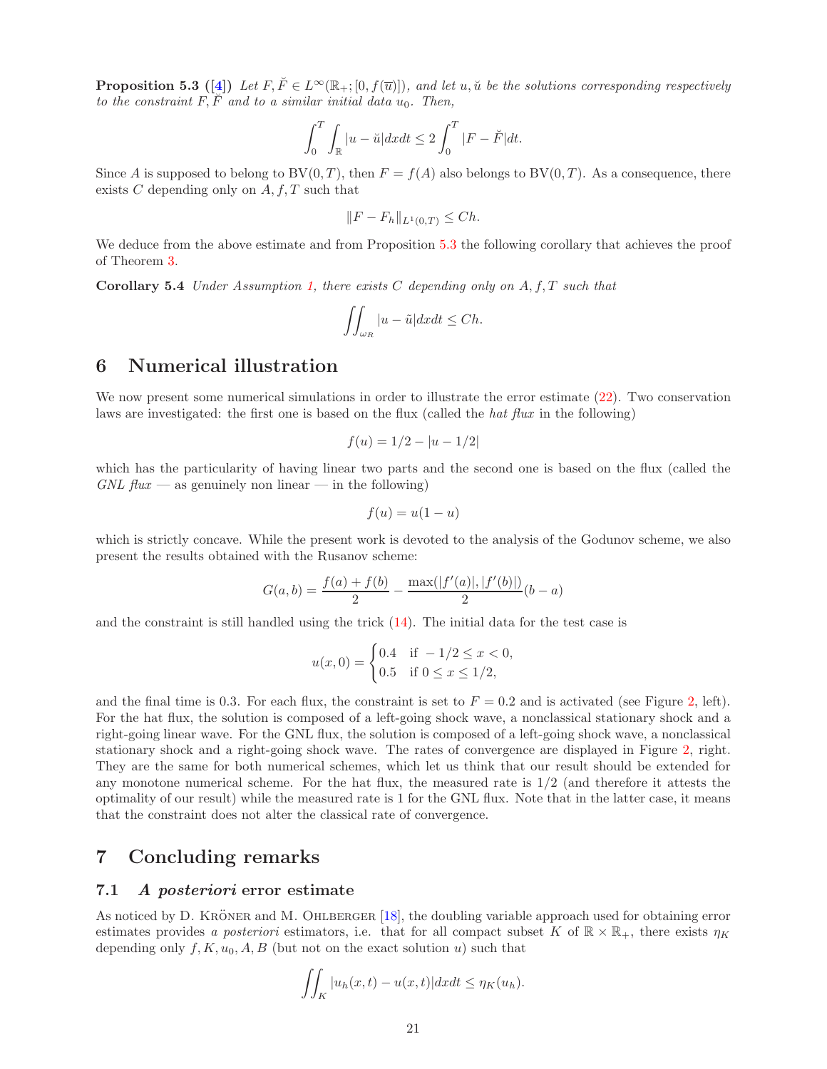**Proposition 5.3 ([4])** *Let $F, \breve{F} \in L^\infty(\mathbb{R}_+; [0, f(\overline{u})])$, and let $u, \breve{u}$ be the solutions corresponding respectively to the constraint $F, \breve{F}$ and to a similar initial data $u_0$. Then,*

$$\int_0^T \int_{\mathbb{R}} |u - \breve{u}| dx dt \leq 2 \int_0^T |F - \breve{F}| dt.$$

Since $A$ is supposed to belong to $\mathrm{BV}(0, T)$, then $F = f(A)$ also belongs to $\mathrm{BV}(0, T)$. As a consequence, there exists $C$ depending only on $A, f, T$ such that

$$\|F - F_h\|_{L^1(0,T)} \leq Ch.$$

We deduce from the above estimate and from Proposition 5.3 the following corollary that achieves the proof of Theorem 3.

**Corollary 5.4** *Under Assumption 1, there exists $C$ depending only on $A, f, T$ such that*

$$\iint_{\omega_R} |u - \tilde{u}| dx dt \leq Ch.$$

# 6 Numerical illustration

We now present some numerical simulations in order to illustrate the error estimate (22). Two conservation laws are investigated: the first one is based on the flux (called the *hat flux* in the following)

$$f(u) = 1/2 - |u - 1/2|$$

which has the particularity of having linear two parts and the second one is based on the flux (called the *GNL flux* — as genuinely non linear — in the following)

$$f(u) = u(1 - u)$$

which is strictly concave. While the present work is devoted to the analysis of the Godunov scheme, we also present the results obtained with the Rusanov scheme:

$$G(a, b) = \frac{f(a) + f(b)}{2} - \frac{\max(|f'(a)|, |f'(b)|)}{2}(b - a)$$

and the constraint is still handled using the trick (14). The initial data for the test case is

$$u(x, 0) = \begin{cases} 0.4 & \text{if } -1/2 \leq x < 0, \\ 0.5 & \text{if } 0 \leq x \leq 1/2, \end{cases}$$

and the final time is 0.3. For each flux, the constraint is set to $F = 0.2$ and is activated (see Figure 2, left). For the hat flux, the solution is composed of a left-going shock wave, a nonclassical stationary shock and a right-going linear wave. For the GNL flux, the solution is composed of a left-going shock wave, a nonclassical stationary shock and a right-going shock wave. The rates of convergence are displayed in Figure 2, right. They are the same for both numerical schemes, which let us think that our result should be extended for any monotone numerical scheme. For the hat flux, the measured rate is 1/2 (and therefore it attests the optimality of our result) while the measured rate is 1 for the GNL flux. Note that in the latter case, it means that the constraint does not alter the classical rate of convergence.

# 7 Concluding remarks

## 7.1 *A posteriori* error estimate

As noticed by D. Kröner and M. Ohlberger [18], the doubling variable approach used for obtaining error estimates provides *a posteriori* estimators, i.e. that for all compact subset $K$ of $\mathbb{R} \times \mathbb{R}_+$, there exists $\eta_K$ depending only $f, K, u_0, A, B$ (but not on the exact solution $u$) such that

$$\iint_K |u_h(x, t) - u(x, t)| dx dt \leq \eta_K(u_h).$$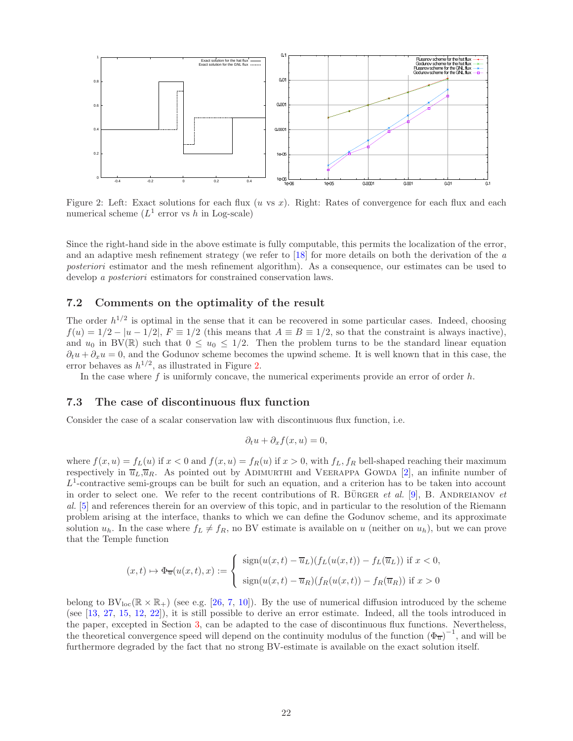Figure 2: Left: Exact solutions for each flux ($u$ vs $x$). Right: Rates of convergence for each flux and each numerical scheme ($L^1$ error vs $h$ in Log-scale)

Since the right-hand side in the above estimate is fully computable, this permits the localization of the error, and an adaptive mesh refinement strategy (we refer to [18] for more details on both the derivation of the *a posteriori* estimator and the mesh refinement algorithm). As a consequence, our estimates can be used to develop *a posteriori* estimators for constrained conservation laws.

## 7.2 Comments on the optimality of the result

The order $h^{1/2}$ is optimal in the sense that it can be recovered in some particular cases. Indeed, choosing $f(u) = 1/2 - |u - 1/2|$, $F \equiv 1/2$ (this means that $A \equiv B \equiv 1/2$, so that the constraint is always inactive), and $u_0$ in $\mathrm{BV}(\mathbb{R})$ such that $0 \leq u_0 \leq 1/2$. Then the problem turns to be the standard linear equation $\partial_t u + \partial_x u = 0$, and the Godunov scheme becomes the upwind scheme. It is well known that in this case, the error behaves as $h^{1/2}$, as illustrated in Figure 2.

In the case where $f$ is uniformly concave, the numerical experiments provide an error of order $h$.

## 7.3 The case of discontinuous flux function

Consider the case of a scalar conservation law with discontinuous flux function, i.e.

$$\partial_t u + \partial_x f(x, u) = 0,$$

where $f(x, u) = f_L(u)$ if $x < 0$ and $f(x, u) = f_R(u)$ if $x > 0$, with $f_L, f_R$ bell-shaped reaching their maximum respectively in $\overline{u}_L, \overline{u}_R$. As pointed out by Adimurthi and Veerappa Gowda [2], an infinite number of $L^1$-contractive semi-groups can be built for such an equation, and a criterion has to be taken into account in order to select one. We refer to the recent contributions of R. Bürger *et al.* [9], B. Andreianov *et al.* [5] and references therein for an overview of this topic, and in particular to the resolution of the Riemann problem arising at the interface, thanks to which we can define the Godunov scheme, and its approximate solution $u_h$. In the case where $f_L \neq f_R$, no BV estimate is available on $u$ (neither on $u_h$), but we can prove that the Temple function

$$(x, t) \mapsto \Phi_{\overline{u}}(u(x, t), x) := \begin{cases} \mathrm{sign}(u(x, t) - \overline{u}_L)(f_L(u(x, t)) - f_L(\overline{u}_L)) \text{ if } x < 0, \\ \mathrm{sign}(u(x, t) - \overline{u}_R)(f_R(u(x, t)) - f_R(\overline{u}_R)) \text{ if } x > 0 \end{cases}$$

belong to $\mathrm{BV}_{\mathrm{loc}}(\mathbb{R} \times \mathbb{R}_+)$ (see e.g. [26, 7, 10]). By the use of numerical diffusion introduced by the scheme (see [13, 27, 15, 12, 22]), it is still possible to derive an error estimate. Indeed, all the tools introduced in the paper, excepted in Section 3, can be adapted to the case of discontinuous flux functions. Nevertheless, the theoretical convergence speed will depend on the continuity modulus of the function $(\Phi_{\overline{u}})^{-1}$, and will be furthermore degraded by the fact that no strong BV-estimate is available on the exact solution itself.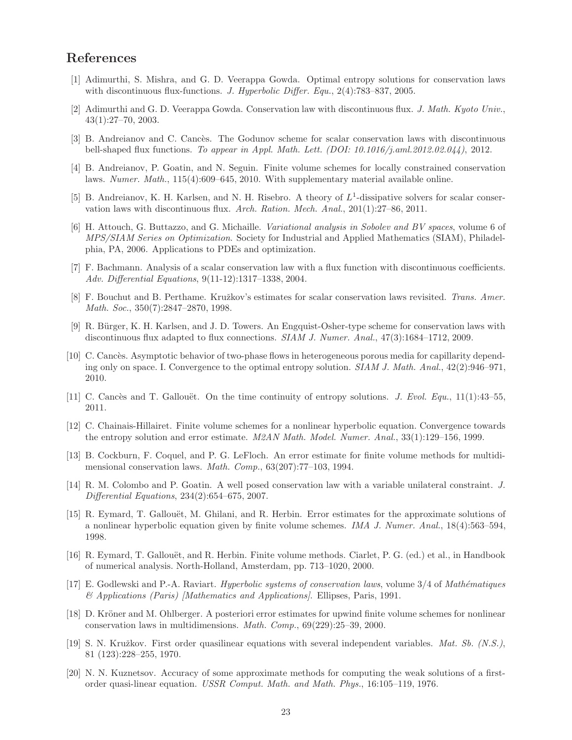# References

[1] Adimurthi, S. Mishra, and G. D. Veerappa Gowda. Optimal entropy solutions for conservation laws with discontinuous flux-functions. *J. Hyperbolic Differ. Equ.*, 2(4):783–837, 2005.

[2] Adimurthi and G. D. Veerappa Gowda. Conservation law with discontinuous flux. *J. Math. Kyoto Univ.*, 43(1):27–70, 2003.

[3] B. Andreianov and C. Cancès. The Godunov scheme for scalar conservation laws with discontinuous bell-shaped flux functions. *To appear in Appl. Math. Lett. (DOI: 10.1016/j.aml.2012.02.044)*, 2012.

[4] B. Andreianov, P. Goatin, and N. Seguin. Finite volume schemes for locally constrained conservation laws. *Numer. Math.*, 115(4):609–645, 2010. With supplementary material available online.

[5] B. Andreianov, K. H. Karlsen, and N. H. Risebro. A theory of $L^1$-dissipative solvers for scalar conservation laws with discontinuous flux. *Arch. Ration. Mech. Anal.*, 201(1):27–86, 2011.

[6] H. Attouch, G. Buttazzo, and G. Michaille. *Variational analysis in Sobolev and BV spaces*, volume 6 of *MPS/SIAM Series on Optimization*. Society for Industrial and Applied Mathematics (SIAM), Philadelphia, PA, 2006. Applications to PDEs and optimization.

[7] F. Bachmann. Analysis of a scalar conservation law with a flux function with discontinuous coefficients. *Adv. Differential Equations*, 9(11-12):1317–1338, 2004.

[8] F. Bouchut and B. Perthame. Kružkov's estimates for scalar conservation laws revisited. *Trans. Amer. Math. Soc.*, 350(7):2847–2870, 1998.

[9] R. Bürger, K. H. Karlsen, and J. D. Towers. An Engquist-Osher-type scheme for conservation laws with discontinuous flux adapted to flux connections. *SIAM J. Numer. Anal.*, 47(3):1684–1712, 2009.

[10] C. Cancès. Asymptotic behavior of two-phase flows in heterogeneous porous media for capillarity depending only on space. I. Convergence to the optimal entropy solution. *SIAM J. Math. Anal.*, 42(2):946–971, 2010.

[11] C. Cancès and T. Gallouët. On the time continuity of entropy solutions. *J. Evol. Equ.*, 11(1):43–55, 2011.

[12] C. Chainais-Hillairet. Finite volume schemes for a nonlinear hyperbolic equation. Convergence towards the entropy solution and error estimate. *M2AN Math. Model. Numer. Anal.*, 33(1):129–156, 1999.

[13] B. Cockburn, F. Coquel, and P. G. LeFloch. An error estimate for finite volume methods for multidimensional conservation laws. *Math. Comp.*, 63(207):77–103, 1994.

[14] R. M. Colombo and P. Goatin. A well posed conservation law with a variable unilateral constraint. *J. Differential Equations*, 234(2):654–675, 2007.

[15] R. Eymard, T. Gallouët, M. Ghilani, and R. Herbin. Error estimates for the approximate solutions of a nonlinear hyperbolic equation given by finite volume schemes. *IMA J. Numer. Anal.*, 18(4):563–594, 1998.

[16] R. Eymard, T. Gallouët, and R. Herbin. Finite volume methods. Ciarlet, P. G. (ed.) et al., in Handbook of numerical analysis. North-Holland, Amsterdam, pp. 713–1020, 2000.

[17] E. Godlewski and P.-A. Raviart. *Hyperbolic systems of conservation laws*, volume 3/4 of *Mathématiques & Applications (Paris) [Mathematics and Applications]*. Ellipses, Paris, 1991.

[18] D. Kröner and M. Ohlberger. A posteriori error estimates for upwind finite volume schemes for nonlinear conservation laws in multidimensions. *Math. Comp.*, 69(229):25–39, 2000.

[19] S. N. Kružkov. First order quasilinear equations with several independent variables. *Mat. Sb. (N.S.)*, 81 (123):228–255, 1970.

[20] N. N. Kuznetsov. Accuracy of some approximate methods for computing the weak solutions of a first-order quasi-linear equation. *USSR Comput. Math. and Math. Phys.*, 16:105–119, 1976.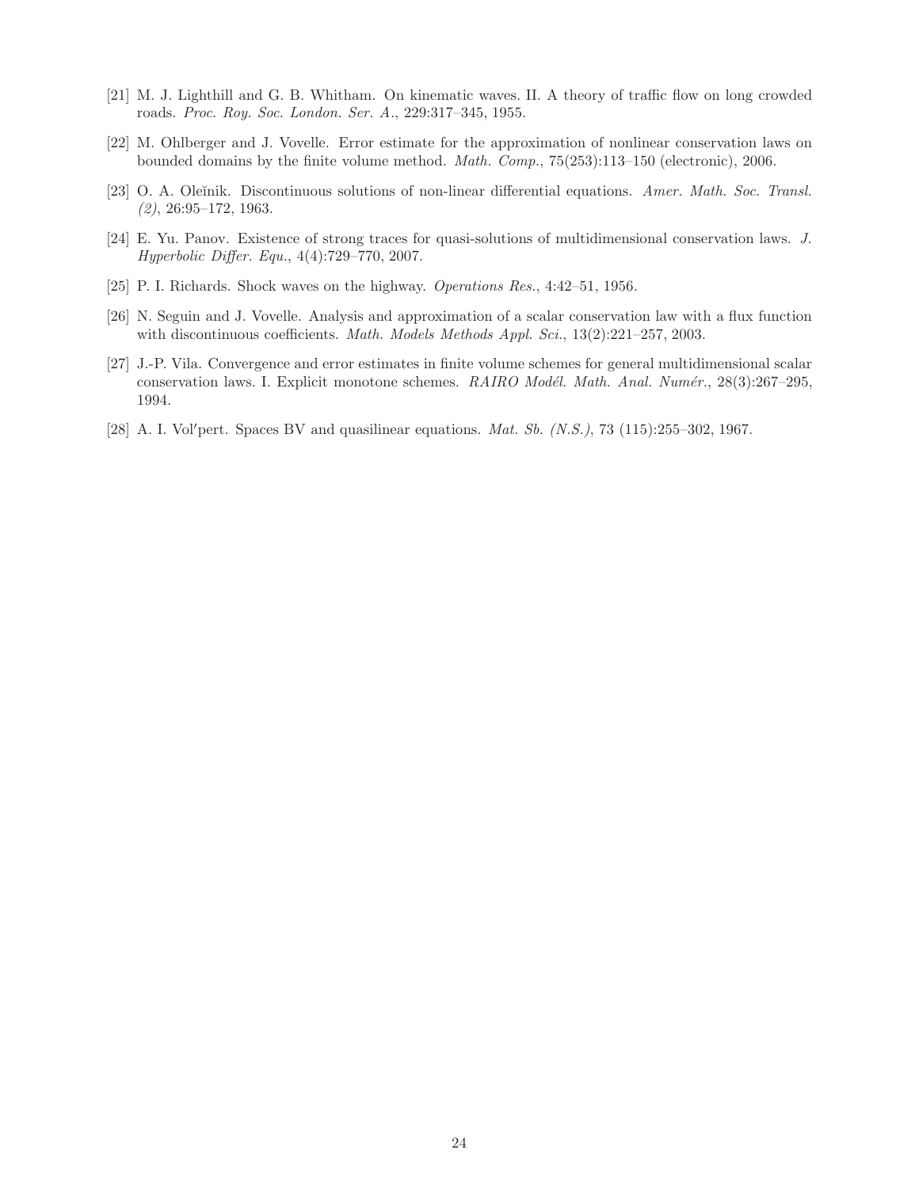[21] M. J. Lighthill and G. B. Whitham. On kinematic waves. II. A theory of traffic flow on long crowded roads. *Proc. Roy. Soc. London. Ser. A.*, 229:317–345, 1955.

[22] M. Ohlberger and J. Vovelle. Error estimate for the approximation of nonlinear conservation laws on bounded domains by the finite volume method. *Math. Comp.*, 75(253):113–150 (electronic), 2006.

[23] O. A. Oleĭnik. Discontinuous solutions of non-linear differential equations. *Amer. Math. Soc. Transl. (2)*, 26:95–172, 1963.

[24] E. Yu. Panov. Existence of strong traces for quasi-solutions of multidimensional conservation laws. *J. Hyperbolic Differ. Equ.*, 4(4):729–770, 2007.

[25] P. I. Richards. Shock waves on the highway. *Operations Res.*, 4:42–51, 1956.

[26] N. Seguin and J. Vovelle. Analysis and approximation of a scalar conservation law with a flux function with discontinuous coefficients. *Math. Models Methods Appl. Sci.*, 13(2):221–257, 2003.

[27] J.-P. Vila. Convergence and error estimates in finite volume schemes for general multidimensional scalar conservation laws. I. Explicit monotone schemes. *RAIRO Modél. Math. Anal. Numér.*, 28(3):267–295, 1994.

[28] A. I. Vol′pert. Spaces BV and quasilinear equations. *Mat. Sb. (N.S.)*, 73 (115):255–302, 1967.